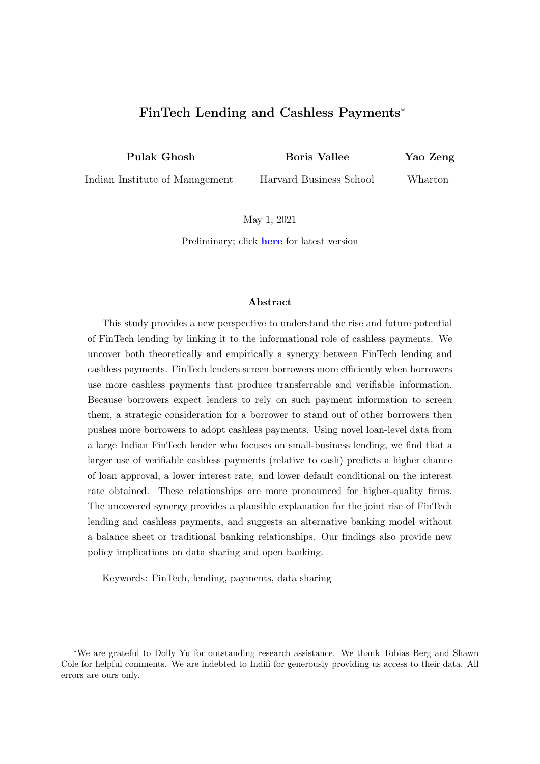# FinTech Lending and Cashless Payments*

**Pulak Ghosh**
Indian Institute of Management

**Boris Vallee**
Harvard Business School

**Yao Zeng**
Wharton

May 1, 2021

Preliminary; click **here** for latest version

### Abstract

This study provides a new perspective to understand the rise and future potential of FinTech lending by linking it to the informational role of cashless payments. We uncover both theoretically and empirically a synergy between FinTech lending and cashless payments. FinTech lenders screen borrowers more efficiently when borrowers use more cashless payments that produce transferrable and verifiable information. Because borrowers expect lenders to rely on such payment information to screen them, a strategic consideration for a borrower to stand out of other borrowers then pushes more borrowers to adopt cashless payments. Using novel loan-level data from a large Indian FinTech lender who focuses on small-business lending, we find that a larger use of verifiable cashless payments (relative to cash) predicts a higher chance of loan approval, a lower interest rate, and lower default conditional on the interest rate obtained. These relationships are more pronounced for higher-quality firms. The uncovered synergy provides a plausible explanation for the joint rise of FinTech lending and cashless payments, and suggests an alternative banking model without a balance sheet or traditional banking relationships. Our findings also provide new policy implications on data sharing and open banking.

Keywords: FinTech, lending, payments, data sharing

---

*We are grateful to Dolly Yu for outstanding research assistance. We thank Tobias Berg and Shawn Cole for helpful comments. We are indebted to Indifi for generously providing us access to their data. All errors are ours only.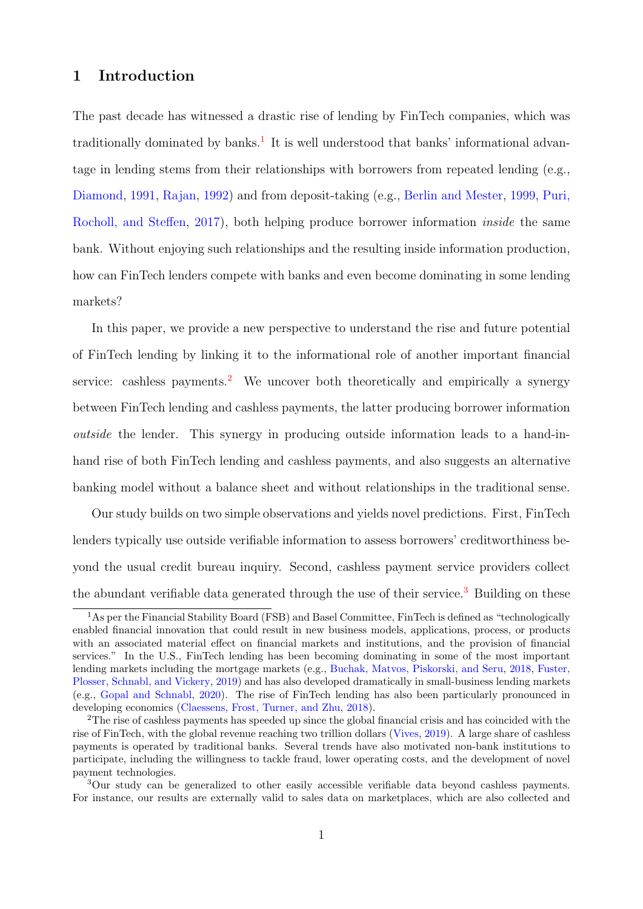# 1 Introduction

The past decade has witnessed a drastic rise of lending by FinTech companies, which was traditionally dominated by banks.[1] It is well understood that banks' informational advantage in lending stems from their relationships with borrowers from repeated lending (e.g., Diamond, 1991, Rajan, 1992) and from deposit-taking (e.g., Berlin and Mester, 1999, Puri, Rocholl, and Steffen, 2017), both helping produce borrower information *inside* the same bank. Without enjoying such relationships and the resulting inside information production, how can FinTech lenders compete with banks and even become dominating in some lending markets?

In this paper, we provide a new perspective to understand the rise and future potential of FinTech lending by linking it to the informational role of another important financial service: cashless payments.[2] We uncover both theoretically and empirically a synergy between FinTech lending and cashless payments, the latter producing borrower information *outside* the lender. This synergy in producing outside information leads to a hand-in-hand rise of both FinTech lending and cashless payments, and also suggests an alternative banking model without a balance sheet and without relationships in the traditional sense.

Our study builds on two simple observations and yields novel predictions. First, FinTech lenders typically use outside verifiable information to assess borrowers' creditworthiness beyond the usual credit bureau inquiry. Second, cashless payment service providers collect the abundant verifiable data generated through the use of their service.[3] Building on these

---

[1] As per the Financial Stability Board (FSB) and Basel Committee, FinTech is defined as "technologically enabled financial innovation that could result in new business models, applications, process, or products with an associated material effect on financial markets and institutions, and the provision of financial services." In the U.S., FinTech lending has been becoming dominating in some of the most important lending markets including the mortgage markets (e.g., Buchak, Matvos, Piskorski, and Seru, 2018, Fuster, Plosser, Schnabl, and Vickery, 2019) and has also developed dramatically in small-business lending markets (e.g., Gopal and Schnabl, 2020). The rise of FinTech lending has also been particularly pronounced in developing economics (Claessens, Frost, Turner, and Zhu, 2018).

[2] The rise of cashless payments has speeded up since the global financial crisis and has coincided with the rise of FinTech, with the global revenue reaching two trillion dollars (Vives, 2019). A large share of cashless payments is operated by traditional banks. Several trends have also motivated non-bank institutions to participate, including the willingness to tackle fraud, lower operating costs, and the development of novel payment technologies.

[3] Our study can be generalized to other easily accessible verifiable data beyond cashless payments. For instance, our results are externally valid to sales data on marketplaces, which are also collected and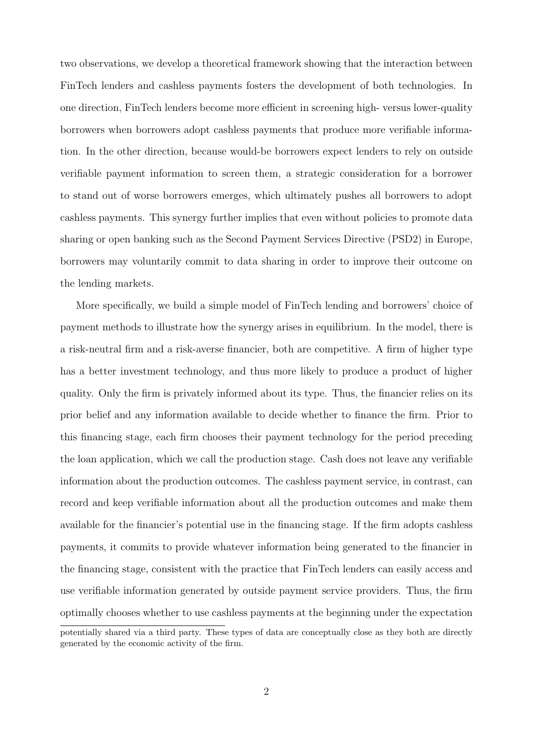two observations, we develop a theoretical framework showing that the interaction between FinTech lenders and cashless payments fosters the development of both technologies. In one direction, FinTech lenders become more efficient in screening high- versus lower-quality borrowers when borrowers adopt cashless payments that produce more verifiable information. In the other direction, because would-be borrowers expect lenders to rely on outside verifiable payment information to screen them, a strategic consideration for a borrower to stand out of worse borrowers emerges, which ultimately pushes all borrowers to adopt cashless payments. This synergy further implies that even without policies to promote data sharing or open banking such as the Second Payment Services Directive (PSD2) in Europe, borrowers may voluntarily commit to data sharing in order to improve their outcome on the lending markets.

More specifically, we build a simple model of FinTech lending and borrowers' choice of payment methods to illustrate how the synergy arises in equilibrium. In the model, there is a risk-neutral firm and a risk-averse financier, both are competitive. A firm of higher type has a better investment technology, and thus more likely to produce a product of higher quality. Only the firm is privately informed about its type. Thus, the financier relies on its prior belief and any information available to decide whether to finance the firm. Prior to this financing stage, each firm chooses their payment technology for the period preceding the loan application, which we call the production stage. Cash does not leave any verifiable information about the production outcomes. The cashless payment service, in contrast, can record and keep verifiable information about all the production outcomes and make them available for the financier's potential use in the financing stage. If the firm adopts cashless payments, it commits to provide whatever information being generated to the financier in the financing stage, consistent with the practice that FinTech lenders can easily access and use verifiable information generated by outside payment service providers. Thus, the firm optimally chooses whether to use cashless payments at the beginning under the expectation

potentially shared via a third party. These types of data are conceptually close as they both are directly generated by the economic activity of the firm.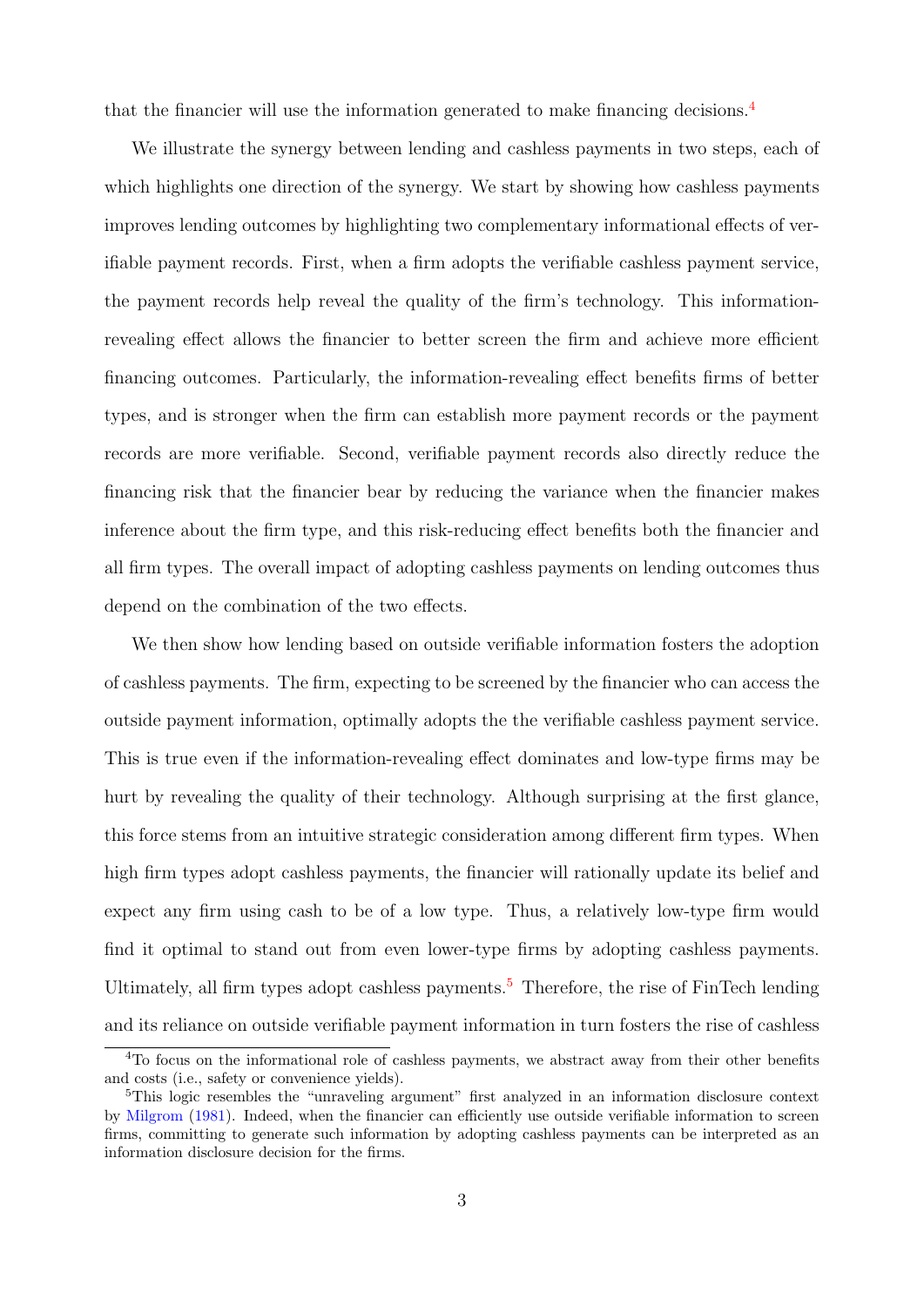that the financier will use the information generated to make financing decisions.[4]

We illustrate the synergy between lending and cashless payments in two steps, each of which highlights one direction of the synergy. We start by showing how cashless payments improves lending outcomes by highlighting two complementary informational effects of verifiable payment records. First, when a firm adopts the verifiable cashless payment service, the payment records help reveal the quality of the firm's technology. This information-revealing effect allows the financier to better screen the firm and achieve more efficient financing outcomes. Particularly, the information-revealing effect benefits firms of better types, and is stronger when the firm can establish more payment records or the payment records are more verifiable. Second, verifiable payment records also directly reduce the financing risk that the financier bear by reducing the variance when the financier makes inference about the firm type, and this risk-reducing effect benefits both the financier and all firm types. The overall impact of adopting cashless payments on lending outcomes thus depend on the combination of the two effects.

We then show how lending based on outside verifiable information fosters the adoption of cashless payments. The firm, expecting to be screened by the financier who can access the outside payment information, optimally adopts the the verifiable cashless payment service. This is true even if the information-revealing effect dominates and low-type firms may be hurt by revealing the quality of their technology. Although surprising at the first glance, this force stems from an intuitive strategic consideration among different firm types. When high firm types adopt cashless payments, the financier will rationally update its belief and expect any firm using cash to be of a low type. Thus, a relatively low-type firm would find it optimal to stand out from even lower-type firms by adopting cashless payments. Ultimately, all firm types adopt cashless payments.[5] Therefore, the rise of FinTech lending and its reliance on outside verifiable payment information in turn fosters the rise of cashless

[4]To focus on the informational role of cashless payments, we abstract away from their other benefits and costs (i.e., safety or convenience yields).

[5]This logic resembles the "unraveling argument" first analyzed in an information disclosure context by Milgrom (1981). Indeed, when the financier can efficiently use outside verifiable information to screen firms, committing to generate such information by adopting cashless payments can be interpreted as an information disclosure decision for the firms.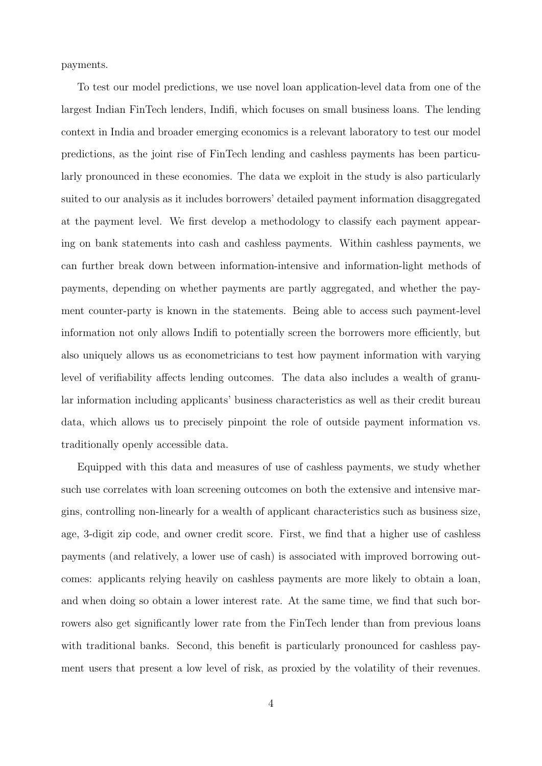payments.

To test our model predictions, we use novel loan application-level data from one of the largest Indian FinTech lenders, Indifi, which focuses on small business loans. The lending context in India and broader emerging economics is a relevant laboratory to test our model predictions, as the joint rise of FinTech lending and cashless payments has been particularly pronounced in these economies. The data we exploit in the study is also particularly suited to our analysis as it includes borrowers' detailed payment information disaggregated at the payment level. We first develop a methodology to classify each payment appearing on bank statements into cash and cashless payments. Within cashless payments, we can further break down between information-intensive and information-light methods of payments, depending on whether payments are partly aggregated, and whether the payment counter-party is known in the statements. Being able to access such payment-level information not only allows Indifi to potentially screen the borrowers more efficiently, but also uniquely allows us as econometricians to test how payment information with varying level of verifiability affects lending outcomes. The data also includes a wealth of granular information including applicants' business characteristics as well as their credit bureau data, which allows us to precisely pinpoint the role of outside payment information vs. traditionally openly accessible data.

Equipped with this data and measures of use of cashless payments, we study whether such use correlates with loan screening outcomes on both the extensive and intensive margins, controlling non-linearly for a wealth of applicant characteristics such as business size, age, 3-digit zip code, and owner credit score. First, we find that a higher use of cashless payments (and relatively, a lower use of cash) is associated with improved borrowing outcomes: applicants relying heavily on cashless payments are more likely to obtain a loan, and when doing so obtain a lower interest rate. At the same time, we find that such borrowers also get significantly lower rate from the FinTech lender than from previous loans with traditional banks. Second, this benefit is particularly pronounced for cashless payment users that present a low level of risk, as proxied by the volatility of their revenues.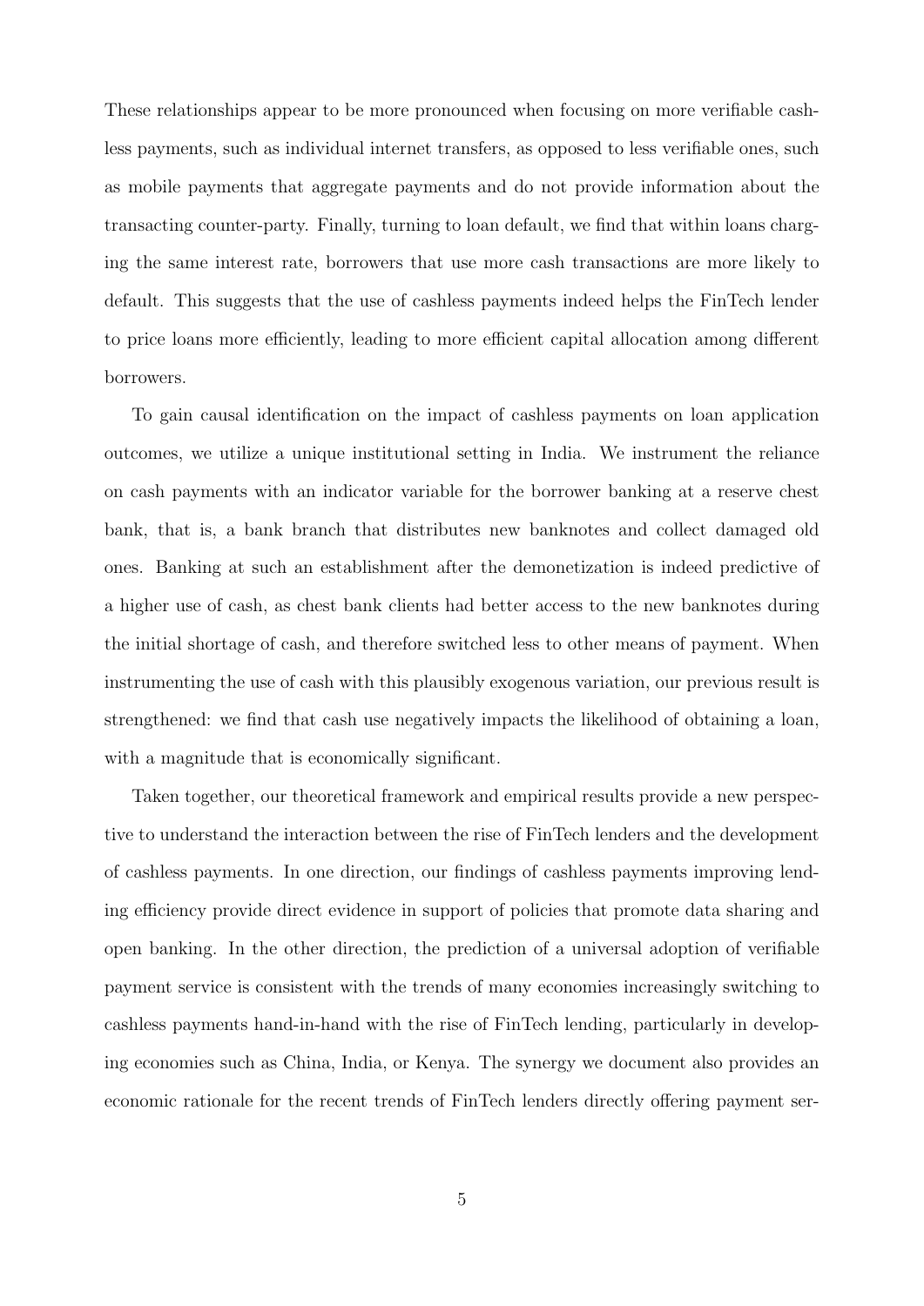These relationships appear to be more pronounced when focusing on more verifiable cashless payments, such as individual internet transfers, as opposed to less verifiable ones, such as mobile payments that aggregate payments and do not provide information about the transacting counter-party. Finally, turning to loan default, we find that within loans charging the same interest rate, borrowers that use more cash transactions are more likely to default. This suggests that the use of cashless payments indeed helps the FinTech lender to price loans more efficiently, leading to more efficient capital allocation among different borrowers.

To gain causal identification on the impact of cashless payments on loan application outcomes, we utilize a unique institutional setting in India. We instrument the reliance on cash payments with an indicator variable for the borrower banking at a reserve chest bank, that is, a bank branch that distributes new banknotes and collect damaged old ones. Banking at such an establishment after the demonetization is indeed predictive of a higher use of cash, as chest bank clients had better access to the new banknotes during the initial shortage of cash, and therefore switched less to other means of payment. When instrumenting the use of cash with this plausibly exogenous variation, our previous result is strengthened: we find that cash use negatively impacts the likelihood of obtaining a loan, with a magnitude that is economically significant.

Taken together, our theoretical framework and empirical results provide a new perspective to understand the interaction between the rise of FinTech lenders and the development of cashless payments. In one direction, our findings of cashless payments improving lending efficiency provide direct evidence in support of policies that promote data sharing and open banking. In the other direction, the prediction of a universal adoption of verifiable payment service is consistent with the trends of many economies increasingly switching to cashless payments hand-in-hand with the rise of FinTech lending, particularly in developing economies such as China, India, or Kenya. The synergy we document also provides an economic rationale for the recent trends of FinTech lenders directly offering payment ser-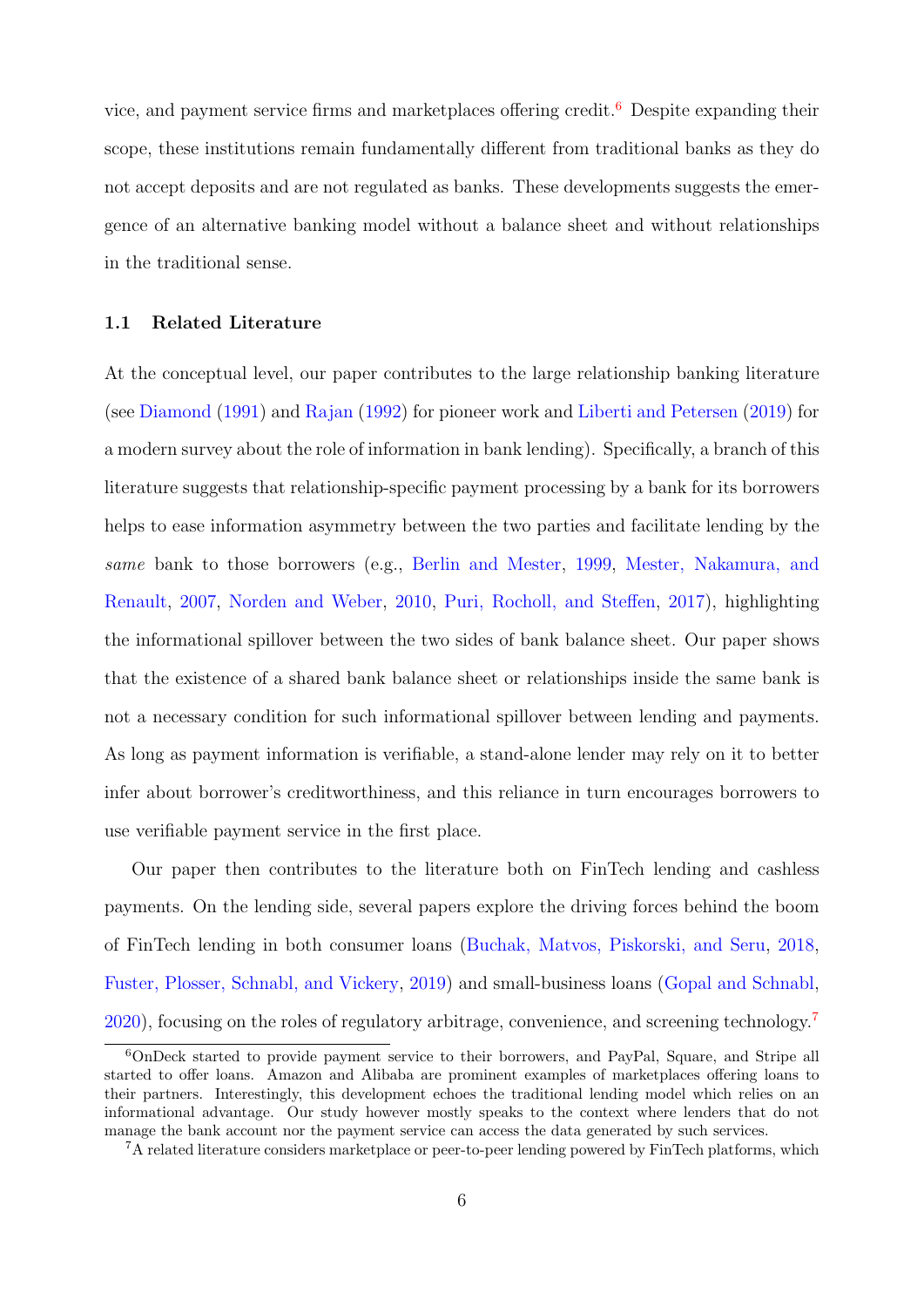vice, and payment service firms and marketplaces offering credit.[6] Despite expanding their scope, these institutions remain fundamentally different from traditional banks as they do not accept deposits and are not regulated as banks. These developments suggests the emergence of an alternative banking model without a balance sheet and without relationships in the traditional sense.

### 1.1 Related Literature

At the conceptual level, our paper contributes to the large relationship banking literature (see Diamond (1991) and Rajan (1992) for pioneer work and Liberti and Petersen (2019) for a modern survey about the role of information in bank lending). Specifically, a branch of this literature suggests that relationship-specific payment processing by a bank for its borrowers helps to ease information asymmetry between the two parties and facilitate lending by the *same* bank to those borrowers (e.g., Berlin and Mester, 1999, Mester, Nakamura, and Renault, 2007, Norden and Weber, 2010, Puri, Rocholl, and Steffen, 2017), highlighting the informational spillover between the two sides of bank balance sheet. Our paper shows that the existence of a shared bank balance sheet or relationships inside the same bank is not a necessary condition for such informational spillover between lending and payments. As long as payment information is verifiable, a stand-alone lender may rely on it to better infer about borrower's creditworthiness, and this reliance in turn encourages borrowers to use verifiable payment service in the first place.

Our paper then contributes to the literature both on FinTech lending and cashless payments. On the lending side, several papers explore the driving forces behind the boom of FinTech lending in both consumer loans (Buchak, Matvos, Piskorski, and Seru, 2018, Fuster, Plosser, Schnabl, and Vickery, 2019) and small-business loans (Gopal and Schnabl, 2020), focusing on the roles of regulatory arbitrage, convenience, and screening technology.[7]

[6] OnDeck started to provide payment service to their borrowers, and PayPal, Square, and Stripe all started to offer loans. Amazon and Alibaba are prominent examples of marketplaces offering loans to their partners. Interestingly, this development echoes the traditional lending model which relies on an informational advantage. Our study however mostly speaks to the context where lenders that do not manage the bank account nor the payment service can access the data generated by such services.

[7] A related literature considers marketplace or peer-to-peer lending powered by FinTech platforms, which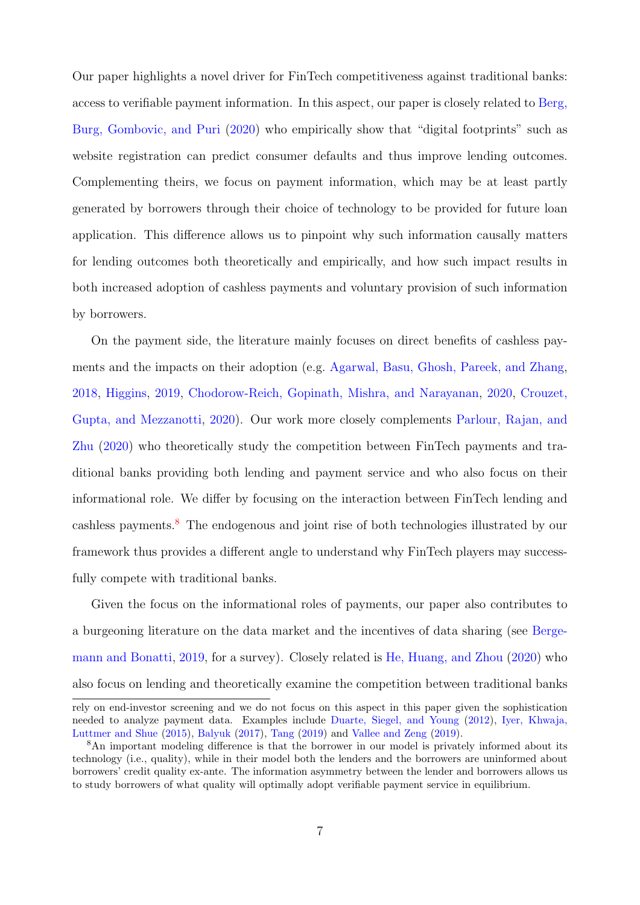Our paper highlights a novel driver for FinTech competitiveness against traditional banks: access to verifiable payment information. In this aspect, our paper is closely related to Berg, Burg, Gombovic, and Puri (2020) who empirically show that "digital footprints" such as website registration can predict consumer defaults and thus improve lending outcomes. Complementing theirs, we focus on payment information, which may be at least partly generated by borrowers through their choice of technology to be provided for future loan application. This difference allows us to pinpoint why such information causally matters for lending outcomes both theoretically and empirically, and how such impact results in both increased adoption of cashless payments and voluntary provision of such information by borrowers.

On the payment side, the literature mainly focuses on direct benefits of cashless payments and the impacts on their adoption (e.g. Agarwal, Basu, Ghosh, Pareek, and Zhang, 2018, Higgins, 2019, Chodorow-Reich, Gopinath, Mishra, and Narayanan, 2020, Crouzet, Gupta, and Mezzanotti, 2020). Our work more closely complements Parlour, Rajan, and Zhu (2020) who theoretically study the competition between FinTech payments and traditional banks providing both lending and payment service and who also focus on their informational role. We differ by focusing on the interaction between FinTech lending and cashless payments.[8] The endogenous and joint rise of both technologies illustrated by our framework thus provides a different angle to understand why FinTech players may successfully compete with traditional banks.

Given the focus on the informational roles of payments, our paper also contributes to a burgeoning literature on the data market and the incentives of data sharing (see Bergemann and Bonatti, 2019, for a survey). Closely related is He, Huang, and Zhou (2020) who also focus on lending and theoretically examine the competition between traditional banks

rely on end-investor screening and we do not focus on this aspect in this paper given the sophistication needed to analyze payment data. Examples include Duarte, Siegel, and Young (2012), Iyer, Khwaja, Luttmer and Shue (2015), Balyuk (2017), Tang (2019) and Vallee and Zeng (2019).

[8] An important modeling difference is that the borrower in our model is privately informed about its technology (i.e., quality), while in their model both the lenders and the borrowers are uninformed about borrowers' credit quality ex-ante. The information asymmetry between the lender and borrowers allows us to study borrowers of what quality will optimally adopt verifiable payment service in equilibrium.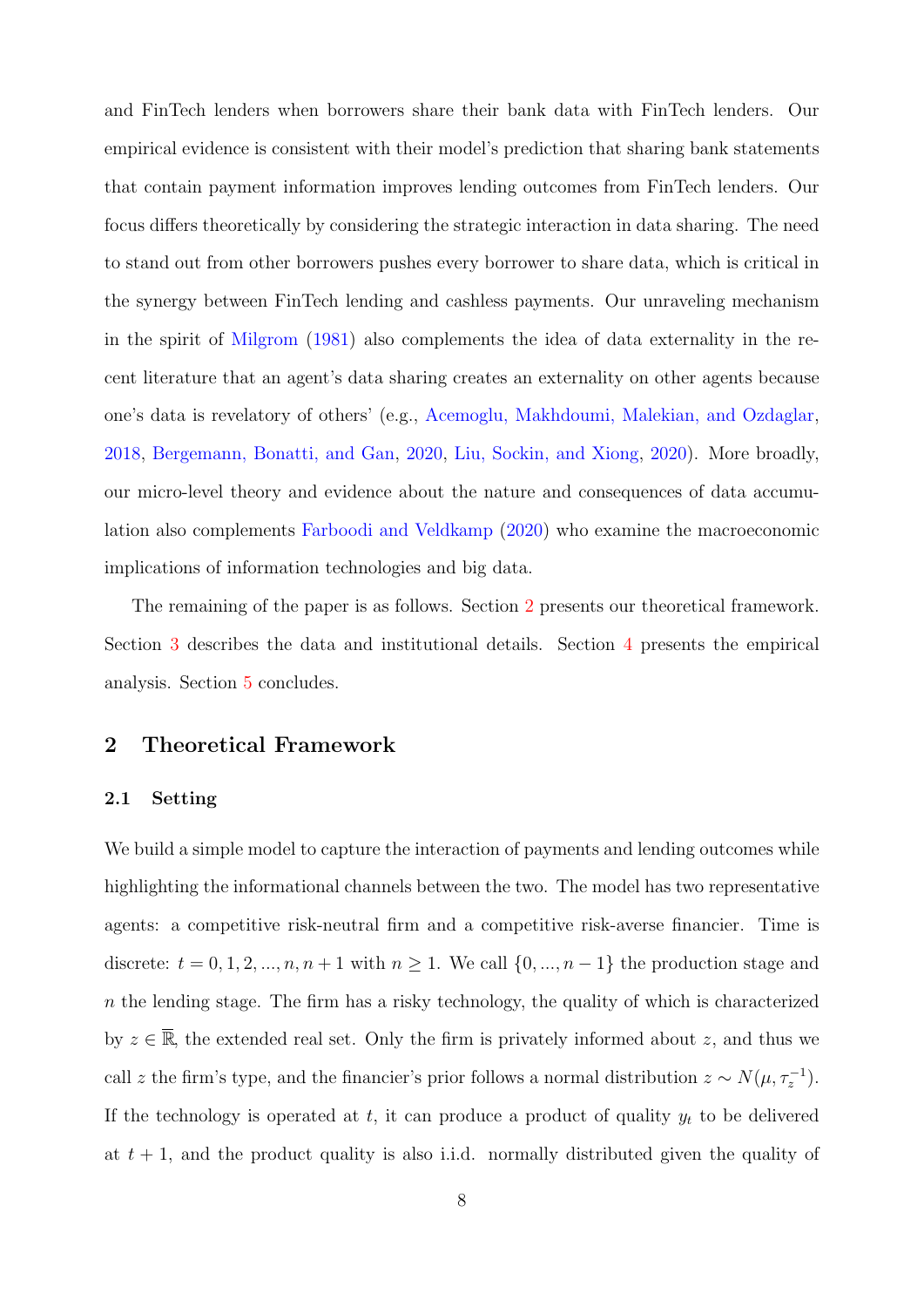and FinTech lenders when borrowers share their bank data with FinTech lenders. Our empirical evidence is consistent with their model's prediction that sharing bank statements that contain payment information improves lending outcomes from FinTech lenders. Our focus differs theoretically by considering the strategic interaction in data sharing. The need to stand out from other borrowers pushes every borrower to share data, which is critical in the synergy between FinTech lending and cashless payments. Our unraveling mechanism in the spirit of Milgrom (1981) also complements the idea of data externality in the recent literature that an agent's data sharing creates an externality on other agents because one's data is revelatory of others' (e.g., Acemoglu, Makhdoumi, Malekian, and Ozdaglar, 2018, Bergemann, Bonatti, and Gan, 2020, Liu, Sockin, and Xiong, 2020). More broadly, our micro-level theory and evidence about the nature and consequences of data accumulation also complements Farboodi and Veldkamp (2020) who examine the macroeconomic implications of information technologies and big data.

The remaining of the paper is as follows. Section 2 presents our theoretical framework. Section 3 describes the data and institutional details. Section 4 presents the empirical analysis. Section 5 concludes.

## 2 Theoretical Framework

### 2.1 Setting

We build a simple model to capture the interaction of payments and lending outcomes while highlighting the informational channels between the two. The model has two representative agents: a competitive risk-neutral firm and a competitive risk-averse financier. Time is discrete: $t = 0, 1, 2, ..., n, n + 1$ with $n \geq 1$. We call $\{0, ..., n - 1\}$ the production stage and $n$ the lending stage. The firm has a risky technology, the quality of which is characterized by $z \in \overline{\mathbb{R}}$, the extended real set. Only the firm is privately informed about $z$, and thus we call $z$ the firm's type, and the financier's prior follows a normal distribution $z \sim N(\mu, \tau_z^{-1})$. If the technology is operated at $t$, it can produce a product of quality $y_t$ to be delivered at $t + 1$, and the product quality is also i.i.d. normally distributed given the quality of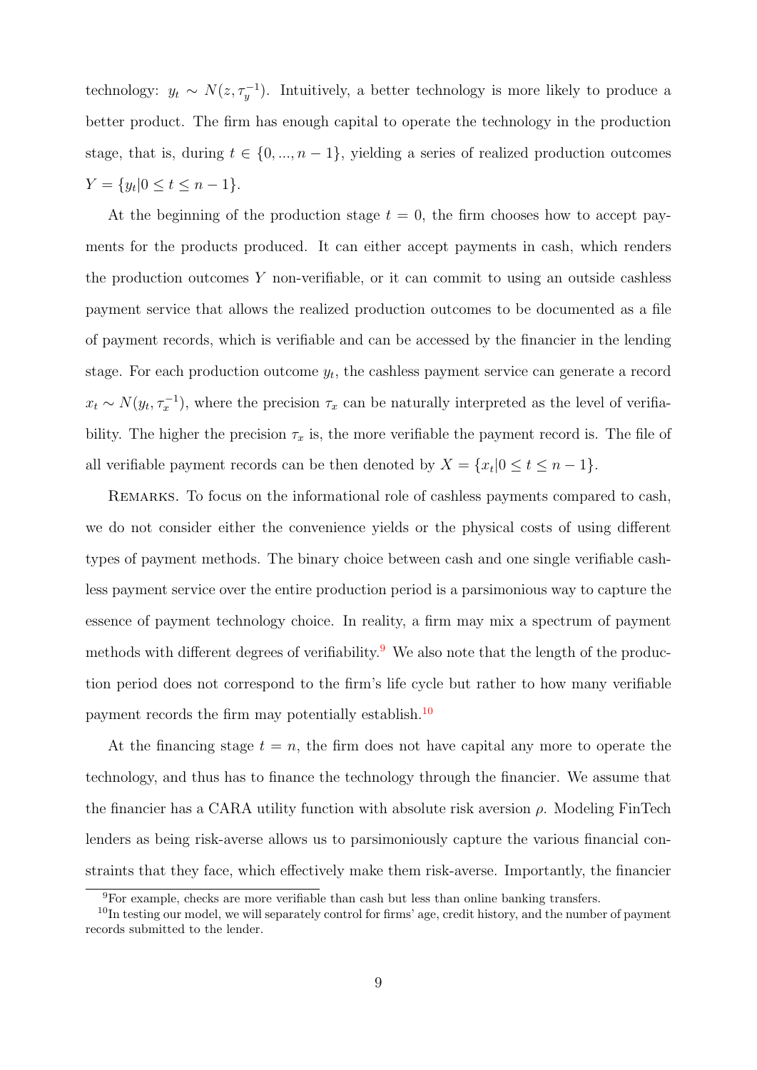technology: $y_t \sim N(z, \tau_y^{-1})$. Intuitively, a better technology is more likely to produce a better product. The firm has enough capital to operate the technology in the production stage, that is, during $t \in \{0, ..., n-1\}$, yielding a series of realized production outcomes $Y = \{y_t | 0 \leq t \leq n-1\}$.

At the beginning of the production stage $t = 0$, the firm chooses how to accept payments for the products produced. It can either accept payments in cash, which renders the production outcomes $Y$ non-verifiable, or it can commit to using an outside cashless payment service that allows the realized production outcomes to be documented as a file of payment records, which is verifiable and can be accessed by the financier in the lending stage. For each production outcome $y_t$, the cashless payment service can generate a record $x_t \sim N(y_t, \tau_x^{-1})$, where the precision $\tau_x$ can be naturally interpreted as the level of verifiability. The higher the precision $\tau_x$ is, the more verifiable the payment record is. The file of all verifiable payment records can be then denoted by $X = \{x_t | 0 \leq t \leq n-1\}$.

Remarks. To focus on the informational role of cashless payments compared to cash, we do not consider either the convenience yields or the physical costs of using different types of payment methods. The binary choice between cash and one single verifiable cashless payment service over the entire production period is a parsimonious way to capture the essence of payment technology choice. In reality, a firm may mix a spectrum of payment methods with different degrees of verifiability.[9] We also note that the length of the production period does not correspond to the firm's life cycle but rather to how many verifiable payment records the firm may potentially establish.[10]

At the financing stage $t = n$, the firm does not have capital any more to operate the technology, and thus has to finance the technology through the financier. We assume that the financier has a CARA utility function with absolute risk aversion $\rho$. Modeling FinTech lenders as being risk-averse allows us to parsimoniously capture the various financial constraints that they face, which effectively make them risk-averse. Importantly, the financier

[9] For example, checks are more verifiable than cash but less than online banking transfers.

[10] In testing our model, we will separately control for firms' age, credit history, and the number of payment records submitted to the lender.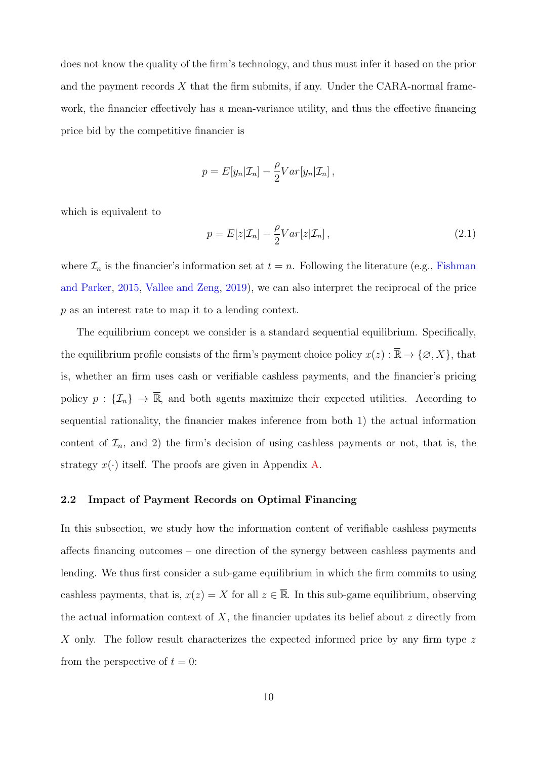does not know the quality of the firm's technology, and thus must infer it based on the prior and the payment records $X$ that the firm submits, if any. Under the CARA-normal framework, the financier effectively has a mean-variance utility, and thus the effective financing price bid by the competitive financier is

$$p = E[y_n|\mathcal{I}_n] - \frac{\rho}{2}Var[y_n|\mathcal{I}_n]\,,$$

which is equivalent to

$$p = E[z|\mathcal{I}_n] - \frac{\rho}{2}Var[z|\mathcal{I}_n]\,, \tag{2.1}$$

where $\mathcal{I}_n$ is the financier's information set at $t = n$. Following the literature (e.g., Fishman and Parker, 2015, Vallee and Zeng, 2019), we can also interpret the reciprocal of the price $p$ as an interest rate to map it to a lending context.

The equilibrium concept we consider is a standard sequential equilibrium. Specifically, the equilibrium profile consists of the firm's payment choice policy $x(z) : \overline{\mathbb{R}} \to \{\varnothing, X\}$, that is, whether an firm uses cash or verifiable cashless payments, and the financier's pricing policy $p : \{\mathcal{I}_n\} \to \overline{\mathbb{R}}$, and both agents maximize their expected utilities. According to sequential rationality, the financier makes inference from both 1) the actual information content of $\mathcal{I}_n$, and 2) the firm's decision of using cashless payments or not, that is, the strategy $x(\cdot)$ itself. The proofs are given in Appendix A.

### 2.2 Impact of Payment Records on Optimal Financing

In this subsection, we study how the information content of verifiable cashless payments affects financing outcomes – one direction of the synergy between cashless payments and lending. We thus first consider a sub-game equilibrium in which the firm commits to using cashless payments, that is, $x(z) = X$ for all $z \in \overline{\mathbb{R}}$. In this sub-game equilibrium, observing the actual information context of $X$, the financier updates its belief about $z$ directly from $X$ only. The follow result characterizes the expected informed price by any firm type $z$ from the perspective of $t = 0$: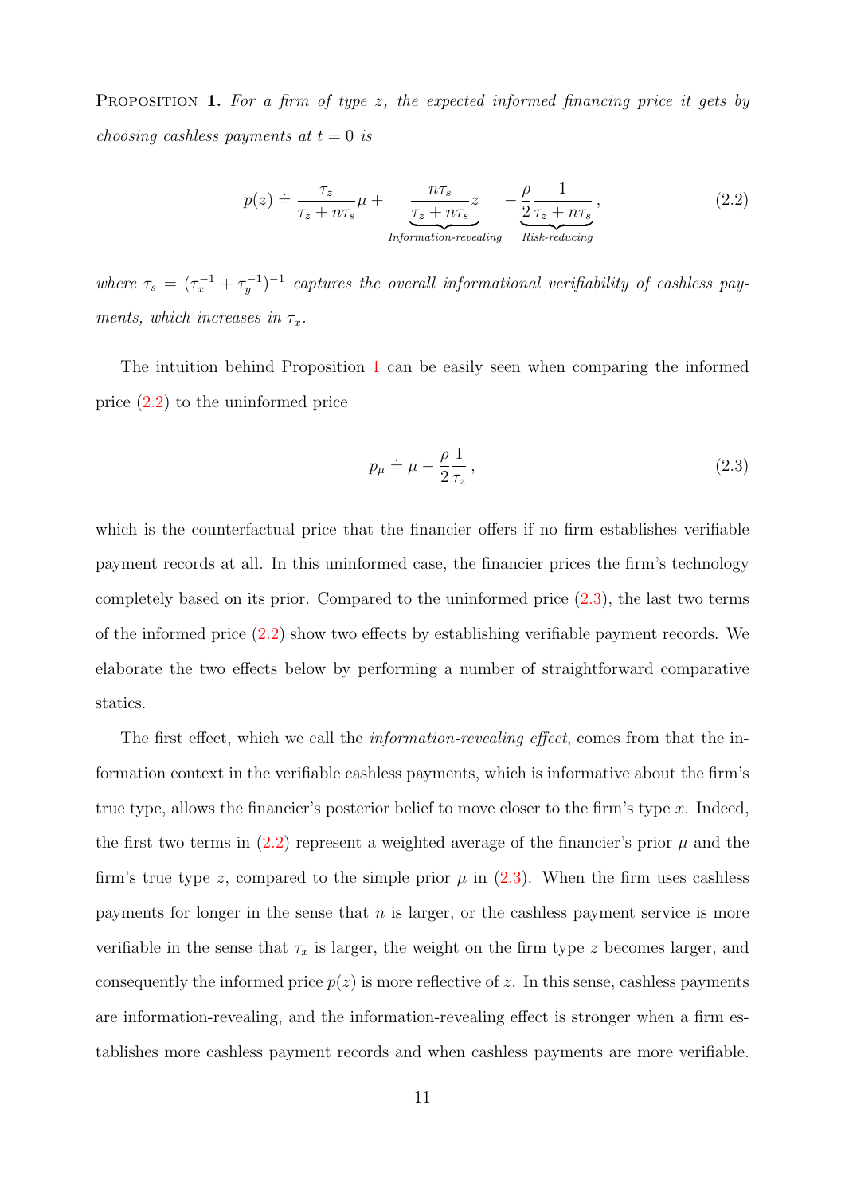Proposition 1. *For a firm of type $z$, the expected informed financing price it gets by choosing cashless payments at $t = 0$ is*

$$p(z) \doteq \frac{\tau_z}{\tau_z + n\tau_s}\mu + \underbrace{\frac{n\tau_s}{\tau_z + n\tau_s}z}_{\textit{Information-revealing}} - \underbrace{\frac{\rho}{2}\frac{1}{\tau_z + n\tau_s}}_{\textit{Risk-reducing}}, \tag{2.2}$$

*where $\tau_s = (\tau_x^{-1} + \tau_y^{-1})^{-1}$ captures the overall informational verifiability of cashless payments, which increases in $\tau_x$.*

The intuition behind Proposition 1 can be easily seen when comparing the informed price (2.2) to the uninformed price

$$p_\mu \doteq \mu - \frac{\rho}{2}\frac{1}{\tau_z}, \tag{2.3}$$

which is the counterfactual price that the financier offers if no firm establishes verifiable payment records at all. In this uninformed case, the financier prices the firm's technology completely based on its prior. Compared to the uninformed price (2.3), the last two terms of the informed price (2.2) show two effects by establishing verifiable payment records. We elaborate the two effects below by performing a number of straightforward comparative statics.

The first effect, which we call the *information-revealing effect*, comes from that the information context in the verifiable cashless payments, which is informative about the firm's true type, allows the financier's posterior belief to move closer to the firm's type $x$. Indeed, the first two terms in (2.2) represent a weighted average of the financier's prior $\mu$ and the firm's true type $z$, compared to the simple prior $\mu$ in (2.3). When the firm uses cashless payments for longer in the sense that $n$ is larger, or the cashless payment service is more verifiable in the sense that $\tau_x$ is larger, the weight on the firm type $z$ becomes larger, and consequently the informed price $p(z)$ is more reflective of $z$. In this sense, cashless payments are information-revealing, and the information-revealing effect is stronger when a firm establishes more cashless payment records and when cashless payments are more verifiable.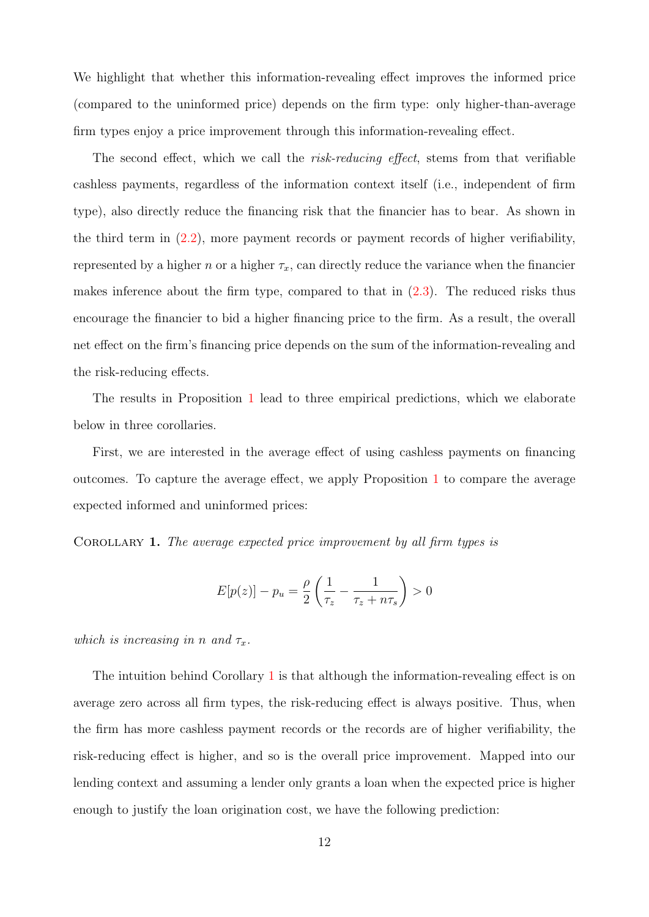We highlight that whether this information-revealing effect improves the informed price (compared to the uninformed price) depends on the firm type: only higher-than-average firm types enjoy a price improvement through this information-revealing effect.

The second effect, which we call the *risk-reducing effect*, stems from that verifiable cashless payments, regardless of the information context itself (i.e., independent of firm type), also directly reduce the financing risk that the financier has to bear. As shown in the third term in (2.2), more payment records or payment records of higher verifiability, represented by a higher $n$ or a higher $\tau_x$, can directly reduce the variance when the financier makes inference about the firm type, compared to that in (2.3). The reduced risks thus encourage the financier to bid a higher financing price to the firm. As a result, the overall net effect on the firm's financing price depends on the sum of the information-revealing and the risk-reducing effects.

The results in Proposition 1 lead to three empirical predictions, which we elaborate below in three corollaries.

First, we are interested in the average effect of using cashless payments on financing outcomes. To capture the average effect, we apply Proposition 1 to compare the average expected informed and uninformed prices:

Corollary 1. *The average expected price improvement by all firm types is*

$$E[p(z)] - p_u = \frac{\rho}{2}\left(\frac{1}{\tau_z} - \frac{1}{\tau_z + n\tau_s}\right) > 0$$

*which is increasing in $n$ and $\tau_x$.*

The intuition behind Corollary 1 is that although the information-revealing effect is on average zero across all firm types, the risk-reducing effect is always positive. Thus, when the firm has more cashless payment records or the records are of higher verifiability, the risk-reducing effect is higher, and so is the overall price improvement. Mapped into our lending context and assuming a lender only grants a loan when the expected price is higher enough to justify the loan origination cost, we have the following prediction: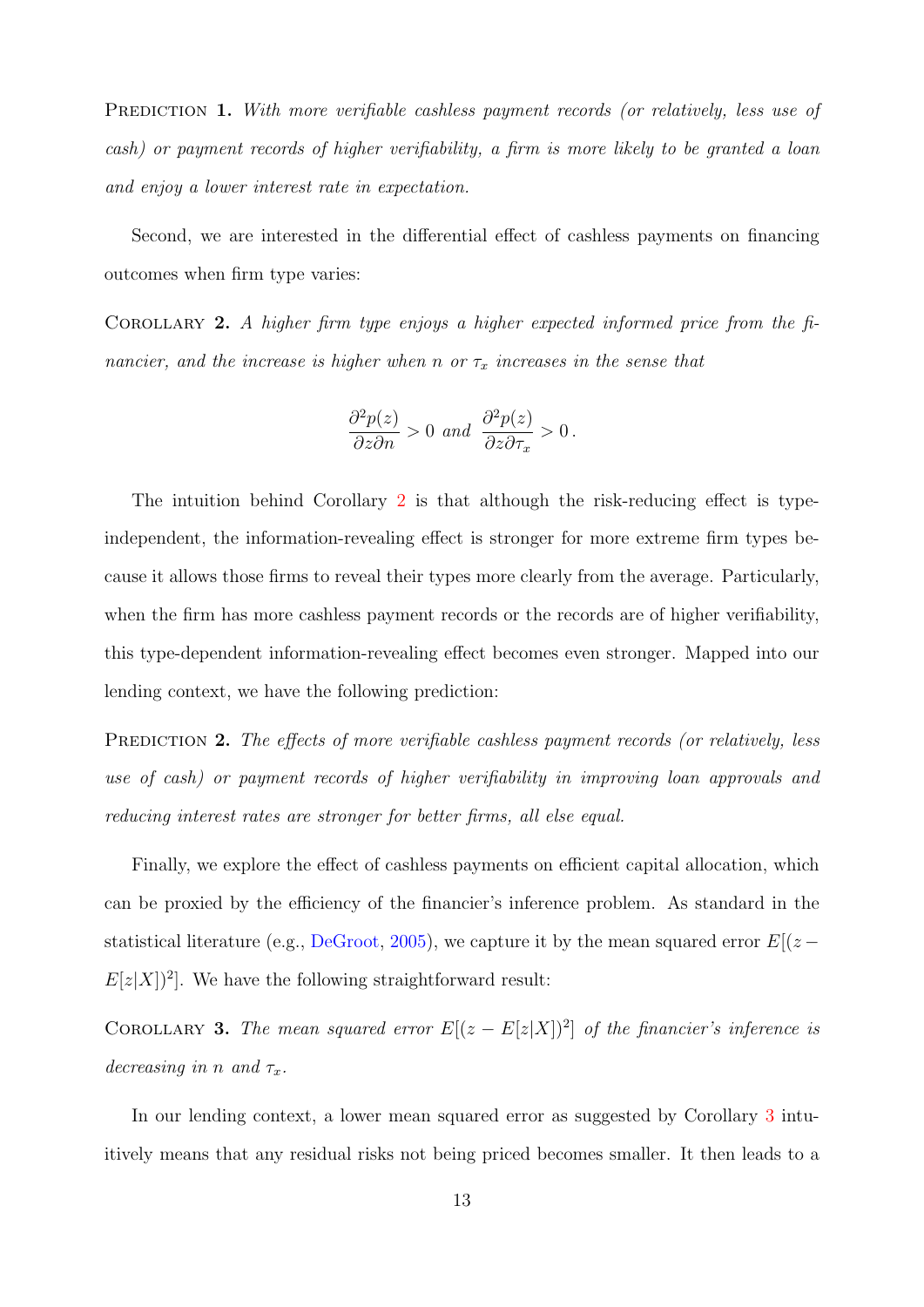Prediction 1. *With more verifiable cashless payment records (or relatively, less use of cash) or payment records of higher verifiability, a firm is more likely to be granted a loan and enjoy a lower interest rate in expectation.*

Second, we are interested in the differential effect of cashless payments on financing outcomes when firm type varies:

Corollary 2. *A higher firm type enjoys a higher expected informed price from the financier, and the increase is higher when $n$ or $\tau_x$ increases in the sense that*

$$\frac{\partial^2 p(z)}{\partial z \partial n} > 0 \text{ and } \frac{\partial^2 p(z)}{\partial z \partial \tau_x} > 0\,.$$

The intuition behind Corollary 2 is that although the risk-reducing effect is type-independent, the information-revealing effect is stronger for more extreme firm types because it allows those firms to reveal their types more clearly from the average. Particularly, when the firm has more cashless payment records or the records are of higher verifiability, this type-dependent information-revealing effect becomes even stronger. Mapped into our lending context, we have the following prediction:

Prediction 2. *The effects of more verifiable cashless payment records (or relatively, less use of cash) or payment records of higher verifiability in improving loan approvals and reducing interest rates are stronger for better firms, all else equal.*

Finally, we explore the effect of cashless payments on efficient capital allocation, which can be proxied by the efficiency of the financier's inference problem. As standard in the statistical literature (e.g., DeGroot, 2005), we capture it by the mean squared error $E[(z - E[z|X])^2]$. We have the following straightforward result:

Corollary 3. *The mean squared error $E[(z - E[z|X])^2]$ of the financier's inference is decreasing in $n$ and $\tau_x$.*

In our lending context, a lower mean squared error as suggested by Corollary 3 intuitively means that any residual risks not being priced becomes smaller. It then leads to a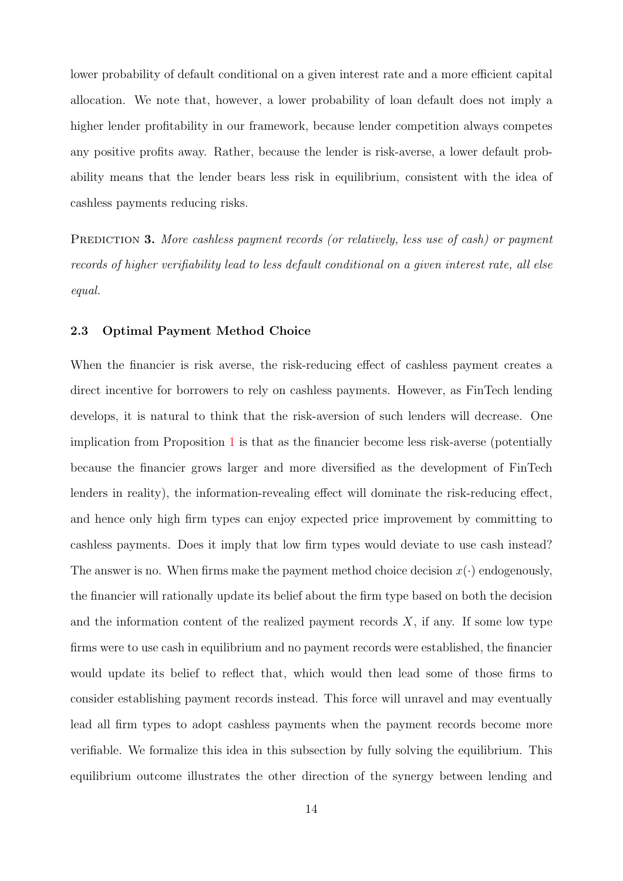lower probability of default conditional on a given interest rate and a more efficient capital allocation. We note that, however, a lower probability of loan default does not imply a higher lender profitability in our framework, because lender competition always competes any positive profits away. Rather, because the lender is risk-averse, a lower default probability means that the lender bears less risk in equilibrium, consistent with the idea of cashless payments reducing risks.

PREDICTION **3.** *More cashless payment records (or relatively, less use of cash) or payment records of higher verifiability lead to less default conditional on a given interest rate, all else equal.*

### 2.3 Optimal Payment Method Choice

When the financier is risk averse, the risk-reducing effect of cashless payment creates a direct incentive for borrowers to rely on cashless payments. However, as FinTech lending develops, it is natural to think that the risk-aversion of such lenders will decrease. One implication from Proposition 1 is that as the financier become less risk-averse (potentially because the financier grows larger and more diversified as the development of FinTech lenders in reality), the information-revealing effect will dominate the risk-reducing effect, and hence only high firm types can enjoy expected price improvement by committing to cashless payments. Does it imply that low firm types would deviate to use cash instead? The answer is no. When firms make the payment method choice decision $x(\cdot)$ endogenously, the financier will rationally update its belief about the firm type based on both the decision and the information content of the realized payment records $X$, if any. If some low type firms were to use cash in equilibrium and no payment records were established, the financier would update its belief to reflect that, which would then lead some of those firms to consider establishing payment records instead. This force will unravel and may eventually lead all firm types to adopt cashless payments when the payment records become more verifiable. We formalize this idea in this subsection by fully solving the equilibrium. This equilibrium outcome illustrates the other direction of the synergy between lending and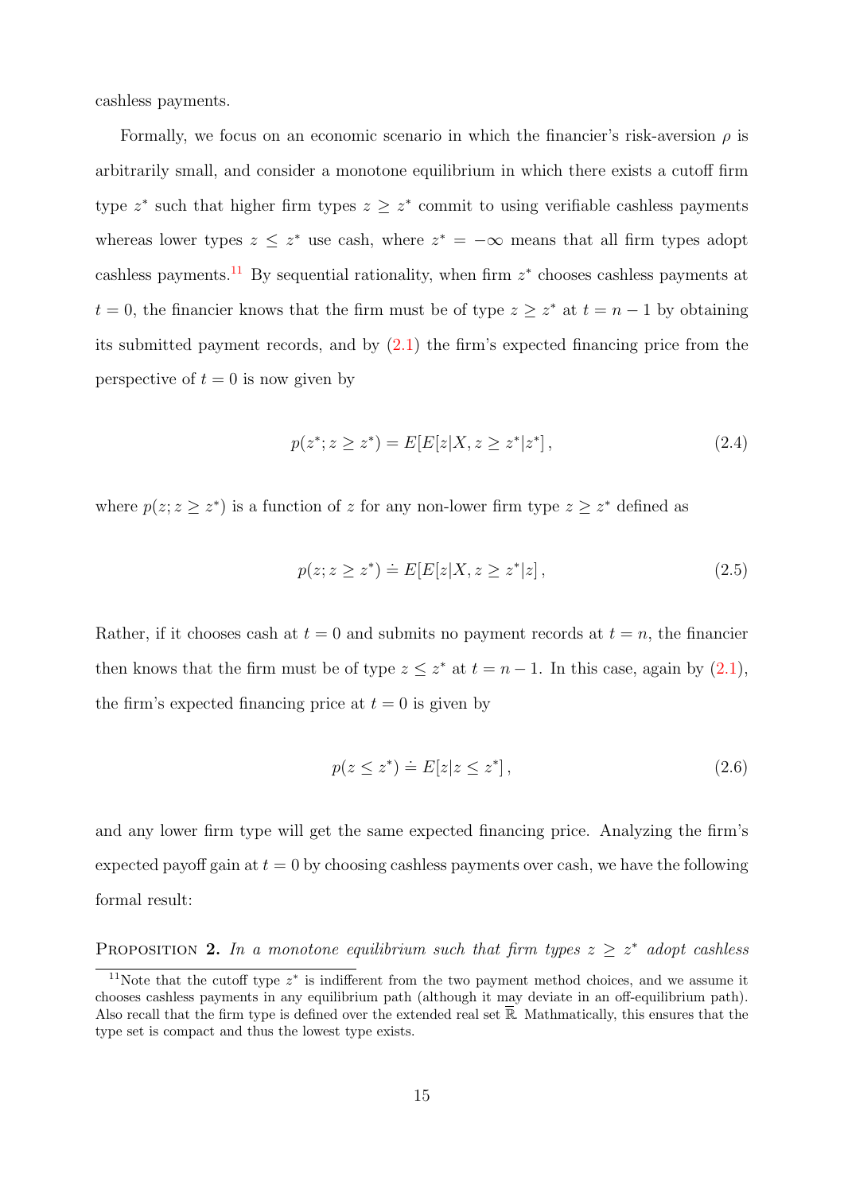cashless payments.

Formally, we focus on an economic scenario in which the financier's risk-aversion $\rho$ is arbitrarily small, and consider a monotone equilibrium in which there exists a cutoff firm type $z^*$ such that higher firm types $z \geq z^*$ commit to using verifiable cashless payments whereas lower types $z \leq z^*$ use cash, where $z^* = -\infty$ means that all firm types adopt cashless payments.[11] By sequential rationality, when firm $z^*$ chooses cashless payments at $t = 0$, the financier knows that the firm must be of type $z \geq z^*$ at $t = n - 1$ by obtaining its submitted payment records, and by (2.1) the firm's expected financing price from the perspective of $t = 0$ is now given by

$$p(z^*; z \geq z^*) = E[E[z|X, z \geq z^*|z^*] \,, \tag{2.4}$$

where $p(z; z \geq z^*)$ is a function of $z$ for any non-lower firm type $z \geq z^*$ defined as

$$p(z; z \geq z^*) \doteq E[E[z|X, z \geq z^*|z] \,, \tag{2.5}$$

Rather, if it chooses cash at $t = 0$ and submits no payment records at $t = n$, the financier then knows that the firm must be of type $z \leq z^*$ at $t = n - 1$. In this case, again by (2.1), the firm's expected financing price at $t = 0$ is given by

$$p(z \leq z^*) \doteq E[z|z \leq z^*] \,, \tag{2.6}$$

and any lower firm type will get the same expected financing price. Analyzing the firm's expected payoff gain at $t = 0$ by choosing cashless payments over cash, we have the following formal result:

**Proposition 2.** *In a monotone equilibrium such that firm types $z \geq z^*$ adopt cashless*

[11] Note that the cutoff type $z^*$ is indifferent from the two payment method choices, and we assume it chooses cashless payments in any equilibrium path (although it may deviate in an off-equilibrium path). Also recall that the firm type is defined over the extended real set $\overline{\mathbb{R}}$. Mathmatically, this ensures that the type set is compact and thus the lowest type exists.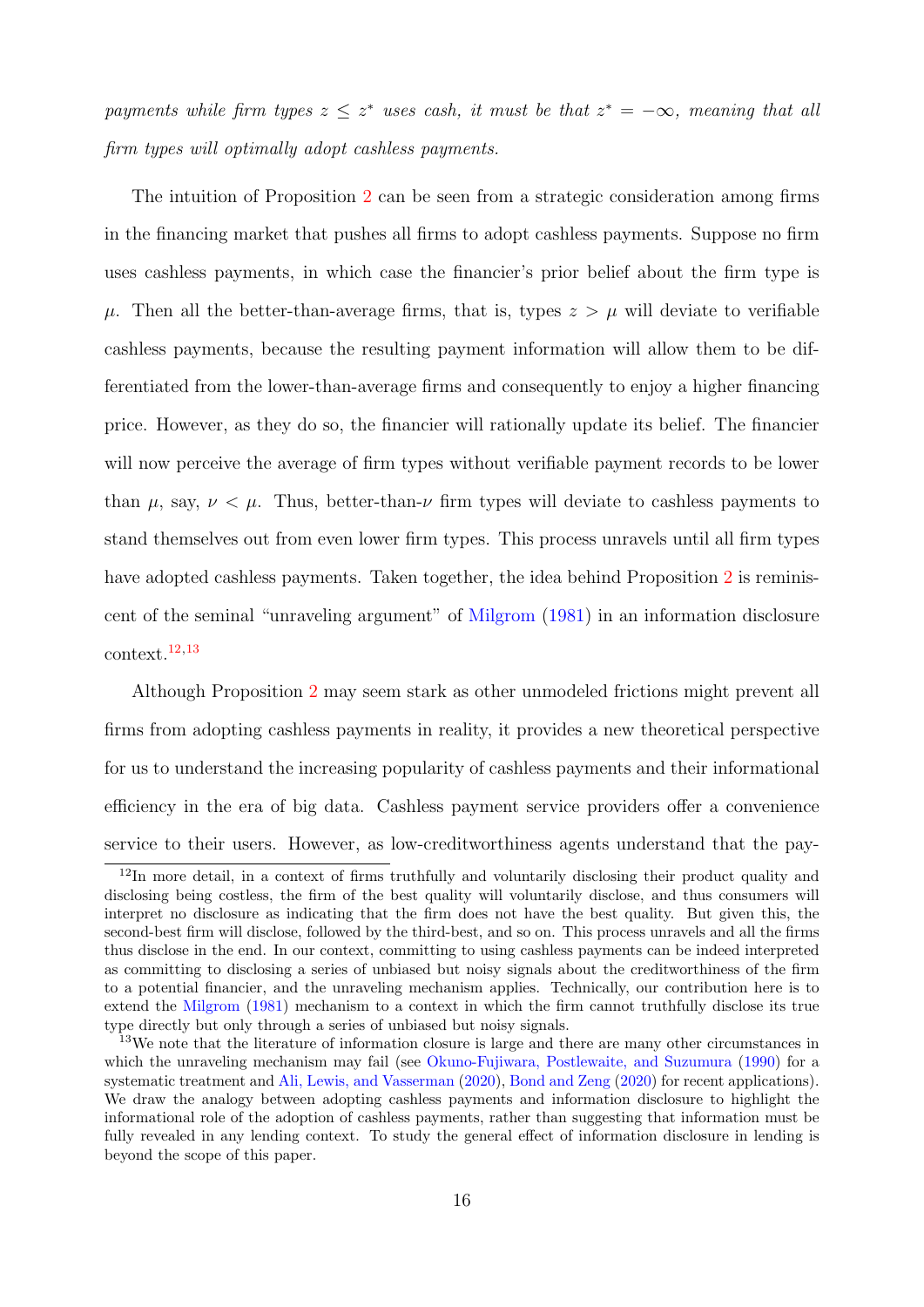*payments while firm types $z \leq z^*$ uses cash, it must be that $z^* = -\infty$, meaning that all firm types will optimally adopt cashless payments.*

The intuition of Proposition 2 can be seen from a strategic consideration among firms in the financing market that pushes all firms to adopt cashless payments. Suppose no firm uses cashless payments, in which case the financier's prior belief about the firm type is $\mu$. Then all the better-than-average firms, that is, types $z > \mu$ will deviate to verifiable cashless payments, because the resulting payment information will allow them to be differentiated from the lower-than-average firms and consequently to enjoy a higher financing price. However, as they do so, the financier will rationally update its belief. The financier will now perceive the average of firm types without verifiable payment records to be lower than $\mu$, say, $\nu < \mu$. Thus, better-than-$\nu$ firm types will deviate to cashless payments to stand themselves out from even lower firm types. This process unravels until all firm types have adopted cashless payments. Taken together, the idea behind Proposition 2 is reminiscent of the seminal "unraveling argument" of Milgrom (1981) in an information disclosure context.[12,13]

Although Proposition 2 may seem stark as other unmodeled frictions might prevent all firms from adopting cashless payments in reality, it provides a new theoretical perspective for us to understand the increasing popularity of cashless payments and their informational efficiency in the era of big data. Cashless payment service providers offer a convenience service to their users. However, as low-creditworthiness agents understand that the pay-

[12] In more detail, in a context of firms truthfully and voluntarily disclosing their product quality and disclosing being costless, the firm of the best quality will voluntarily disclose, and thus consumers will interpret no disclosure as indicating that the firm does not have the best quality. But given this, the second-best firm will disclose, followed by the third-best, and so on. This process unravels and all the firms thus disclose in the end. In our context, committing to using cashless payments can be indeed interpreted as committing to disclosing a series of unbiased but noisy signals about the creditworthiness of the firm to a potential financier, and the unraveling mechanism applies. Technically, our contribution here is to extend the Milgrom (1981) mechanism to a context in which the firm cannot truthfully disclose its true type directly but only through a series of unbiased but noisy signals.

[13] We note that the literature of information closure is large and there are many other circumstances in which the unraveling mechanism may fail (see Okuno-Fujiwara, Postlewaite, and Suzumura (1990) for a systematic treatment and Ali, Lewis, and Vasserman (2020), Bond and Zeng (2020) for recent applications). We draw the analogy between adopting cashless payments and information disclosure to highlight the informational role of the adoption of cashless payments, rather than suggesting that information must be fully revealed in any lending context. To study the general effect of information disclosure in lending is beyond the scope of this paper.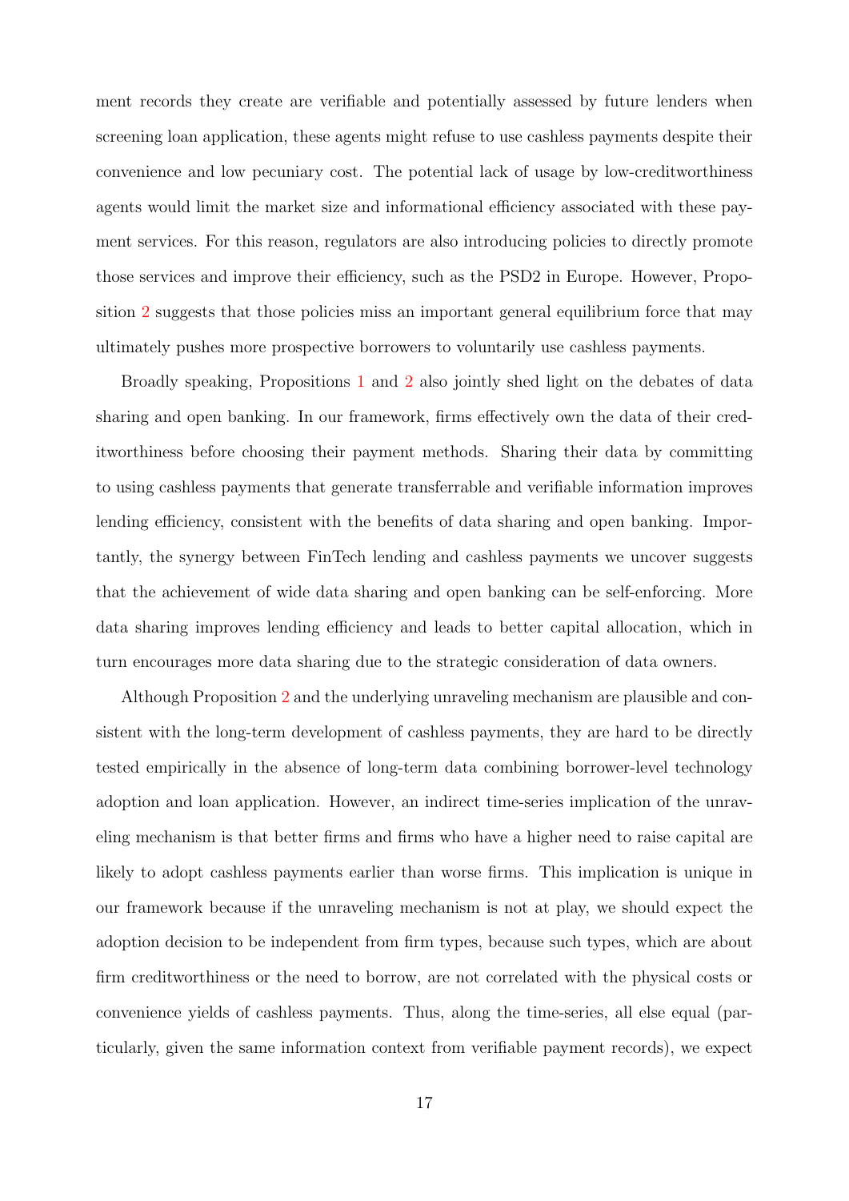ment records they create are verifiable and potentially assessed by future lenders when screening loan application, these agents might refuse to use cashless payments despite their convenience and low pecuniary cost. The potential lack of usage by low-creditworthiness agents would limit the market size and informational efficiency associated with these payment services. For this reason, regulators are also introducing policies to directly promote those services and improve their efficiency, such as the PSD2 in Europe. However, Proposition 2 suggests that those policies miss an important general equilibrium force that may ultimately pushes more prospective borrowers to voluntarily use cashless payments.

Broadly speaking, Propositions 1 and 2 also jointly shed light on the debates of data sharing and open banking. In our framework, firms effectively own the data of their creditworthiness before choosing their payment methods. Sharing their data by committing to using cashless payments that generate transferrable and verifiable information improves lending efficiency, consistent with the benefits of data sharing and open banking. Importantly, the synergy between FinTech lending and cashless payments we uncover suggests that the achievement of wide data sharing and open banking can be self-enforcing. More data sharing improves lending efficiency and leads to better capital allocation, which in turn encourages more data sharing due to the strategic consideration of data owners.

Although Proposition 2 and the underlying unraveling mechanism are plausible and consistent with the long-term development of cashless payments, they are hard to be directly tested empirically in the absence of long-term data combining borrower-level technology adoption and loan application. However, an indirect time-series implication of the unraveling mechanism is that better firms and firms who have a higher need to raise capital are likely to adopt cashless payments earlier than worse firms. This implication is unique in our framework because if the unraveling mechanism is not at play, we should expect the adoption decision to be independent from firm types, because such types, which are about firm creditworthiness or the need to borrow, are not correlated with the physical costs or convenience yields of cashless payments. Thus, along the time-series, all else equal (particularly, given the same information context from verifiable payment records), we expect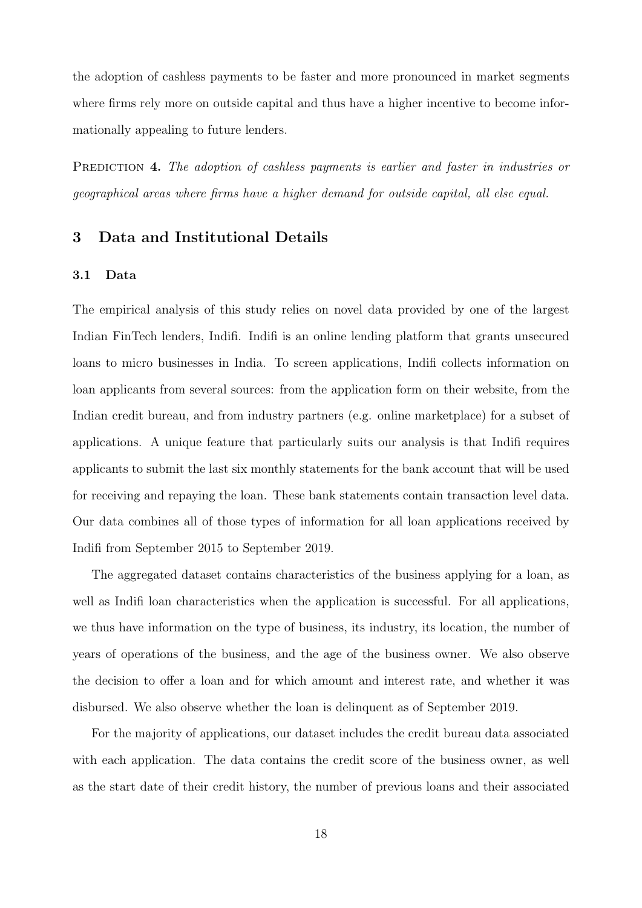the adoption of cashless payments to be faster and more pronounced in market segments where firms rely more on outside capital and thus have a higher incentive to become informationally appealing to future lenders.

PREDICTION **4.** *The adoption of cashless payments is earlier and faster in industries or geographical areas where firms have a higher demand for outside capital, all else equal.*

## 3 Data and Institutional Details

### 3.1 Data

The empirical analysis of this study relies on novel data provided by one of the largest Indian FinTech lenders, Indifi. Indifi is an online lending platform that grants unsecured loans to micro businesses in India. To screen applications, Indifi collects information on loan applicants from several sources: from the application form on their website, from the Indian credit bureau, and from industry partners (e.g. online marketplace) for a subset of applications. A unique feature that particularly suits our analysis is that Indifi requires applicants to submit the last six monthly statements for the bank account that will be used for receiving and repaying the loan. These bank statements contain transaction level data. Our data combines all of those types of information for all loan applications received by Indifi from September 2015 to September 2019.

The aggregated dataset contains characteristics of the business applying for a loan, as well as Indifi loan characteristics when the application is successful. For all applications, we thus have information on the type of business, its industry, its location, the number of years of operations of the business, and the age of the business owner. We also observe the decision to offer a loan and for which amount and interest rate, and whether it was disbursed. We also observe whether the loan is delinquent as of September 2019.

For the majority of applications, our dataset includes the credit bureau data associated with each application. The data contains the credit score of the business owner, as well as the start date of their credit history, the number of previous loans and their associated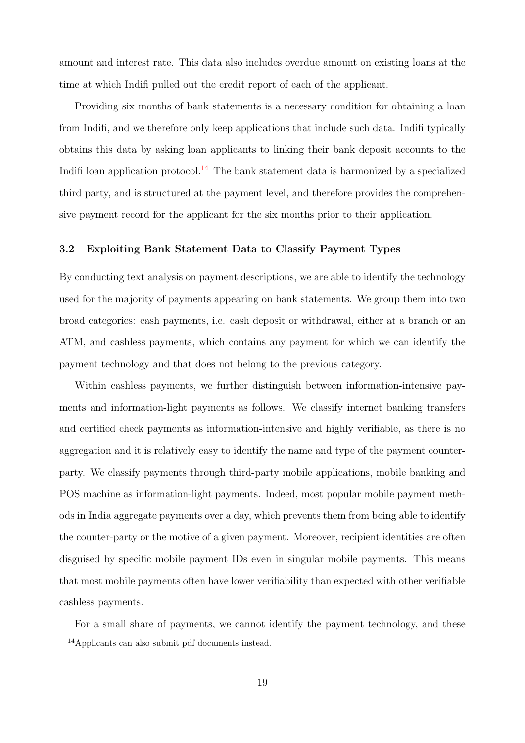amount and interest rate. This data also includes overdue amount on existing loans at the time at which Indifi pulled out the credit report of each of the applicant.

Providing six months of bank statements is a necessary condition for obtaining a loan from Indifi, and we therefore only keep applications that include such data. Indifi typically obtains this data by asking loan applicants to linking their bank deposit accounts to the Indifi loan application protocol.[14] The bank statement data is harmonized by a specialized third party, and is structured at the payment level, and therefore provides the comprehensive payment record for the applicant for the six months prior to their application.

### 3.2 Exploiting Bank Statement Data to Classify Payment Types

By conducting text analysis on payment descriptions, we are able to identify the technology used for the majority of payments appearing on bank statements. We group them into two broad categories: cash payments, i.e. cash deposit or withdrawal, either at a branch or an ATM, and cashless payments, which contains any payment for which we can identify the payment technology and that does not belong to the previous category.

Within cashless payments, we further distinguish between information-intensive payments and information-light payments as follows. We classify internet banking transfers and certified check payments as information-intensive and highly verifiable, as there is no aggregation and it is relatively easy to identify the name and type of the payment counter-party. We classify payments through third-party mobile applications, mobile banking and POS machine as information-light payments. Indeed, most popular mobile payment methods in India aggregate payments over a day, which prevents them from being able to identify the counter-party or the motive of a given payment. Moreover, recipient identities are often disguised by specific mobile payment IDs even in singular mobile payments. This means that most mobile payments often have lower verifiability than expected with other verifiable cashless payments.

For a small share of payments, we cannot identify the payment technology, and these

[14] Applicants can also submit pdf documents instead.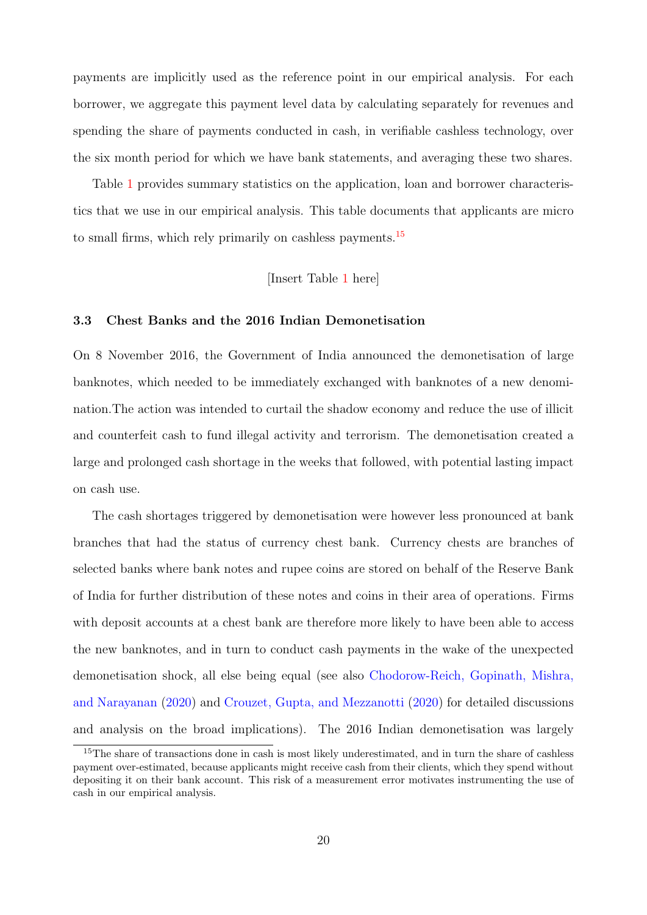payments are implicitly used as the reference point in our empirical analysis. For each borrower, we aggregate this payment level data by calculating separately for revenues and spending the share of payments conducted in cash, in verifiable cashless technology, over the six month period for which we have bank statements, and averaging these two shares.

Table 1 provides summary statistics on the application, loan and borrower characteristics that we use in our empirical analysis. This table documents that applicants are micro to small firms, which rely primarily on cashless payments.[15]

[Insert Table 1 here]

### 3.3 Chest Banks and the 2016 Indian Demonetisation

On 8 November 2016, the Government of India announced the demonetisation of large banknotes, which needed to be immediately exchanged with banknotes of a new denomination.The action was intended to curtail the shadow economy and reduce the use of illicit and counterfeit cash to fund illegal activity and terrorism. The demonetisation created a large and prolonged cash shortage in the weeks that followed, with potential lasting impact on cash use.

The cash shortages triggered by demonetisation were however less pronounced at bank branches that had the status of currency chest bank. Currency chests are branches of selected banks where bank notes and rupee coins are stored on behalf of the Reserve Bank of India for further distribution of these notes and coins in their area of operations. Firms with deposit accounts at a chest bank are therefore more likely to have been able to access the new banknotes, and in turn to conduct cash payments in the wake of the unexpected demonetisation shock, all else being equal (see also Chodorow-Reich, Gopinath, Mishra, and Narayanan (2020) and Crouzet, Gupta, and Mezzanotti (2020) for detailed discussions and analysis on the broad implications). The 2016 Indian demonetisation was largely

[15] The share of transactions done in cash is most likely underestimated, and in turn the share of cashless payment over-estimated, because applicants might receive cash from their clients, which they spend without depositing it on their bank account. This risk of a measurement error motivates instrumenting the use of cash in our empirical analysis.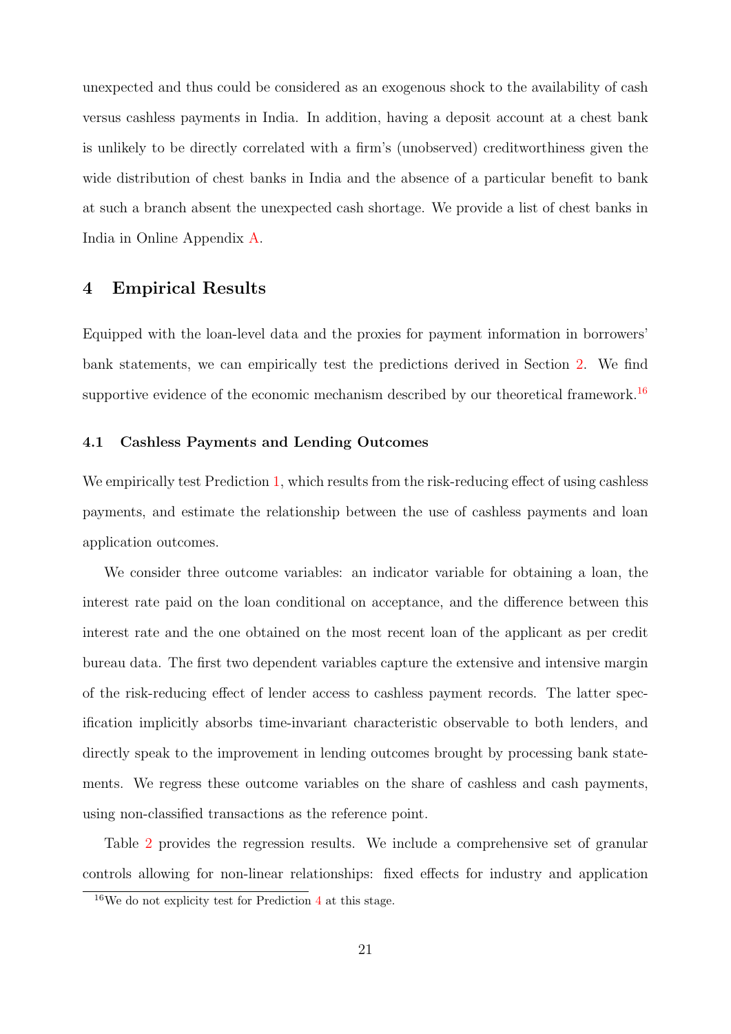unexpected and thus could be considered as an exogenous shock to the availability of cash versus cashless payments in India. In addition, having a deposit account at a chest bank is unlikely to be directly correlated with a firm's (unobserved) creditworthiness given the wide distribution of chest banks in India and the absence of a particular benefit to bank at such a branch absent the unexpected cash shortage. We provide a list of chest banks in India in Online Appendix A.

## 4 Empirical Results

Equipped with the loan-level data and the proxies for payment information in borrowers' bank statements, we can empirically test the predictions derived in Section 2. We find supportive evidence of the economic mechanism described by our theoretical framework.[16]

### 4.1 Cashless Payments and Lending Outcomes

We empirically test Prediction 1, which results from the risk-reducing effect of using cashless payments, and estimate the relationship between the use of cashless payments and loan application outcomes.

We consider three outcome variables: an indicator variable for obtaining a loan, the interest rate paid on the loan conditional on acceptance, and the difference between this interest rate and the one obtained on the most recent loan of the applicant as per credit bureau data. The first two dependent variables capture the extensive and intensive margin of the risk-reducing effect of lender access to cashless payment records. The latter specification implicitly absorbs time-invariant characteristic observable to both lenders, and directly speak to the improvement in lending outcomes brought by processing bank statements. We regress these outcome variables on the share of cashless and cash payments, using non-classified transactions as the reference point.

Table 2 provides the regression results. We include a comprehensive set of granular controls allowing for non-linear relationships: fixed effects for industry and application

[16] We do not explicity test for Prediction 4 at this stage.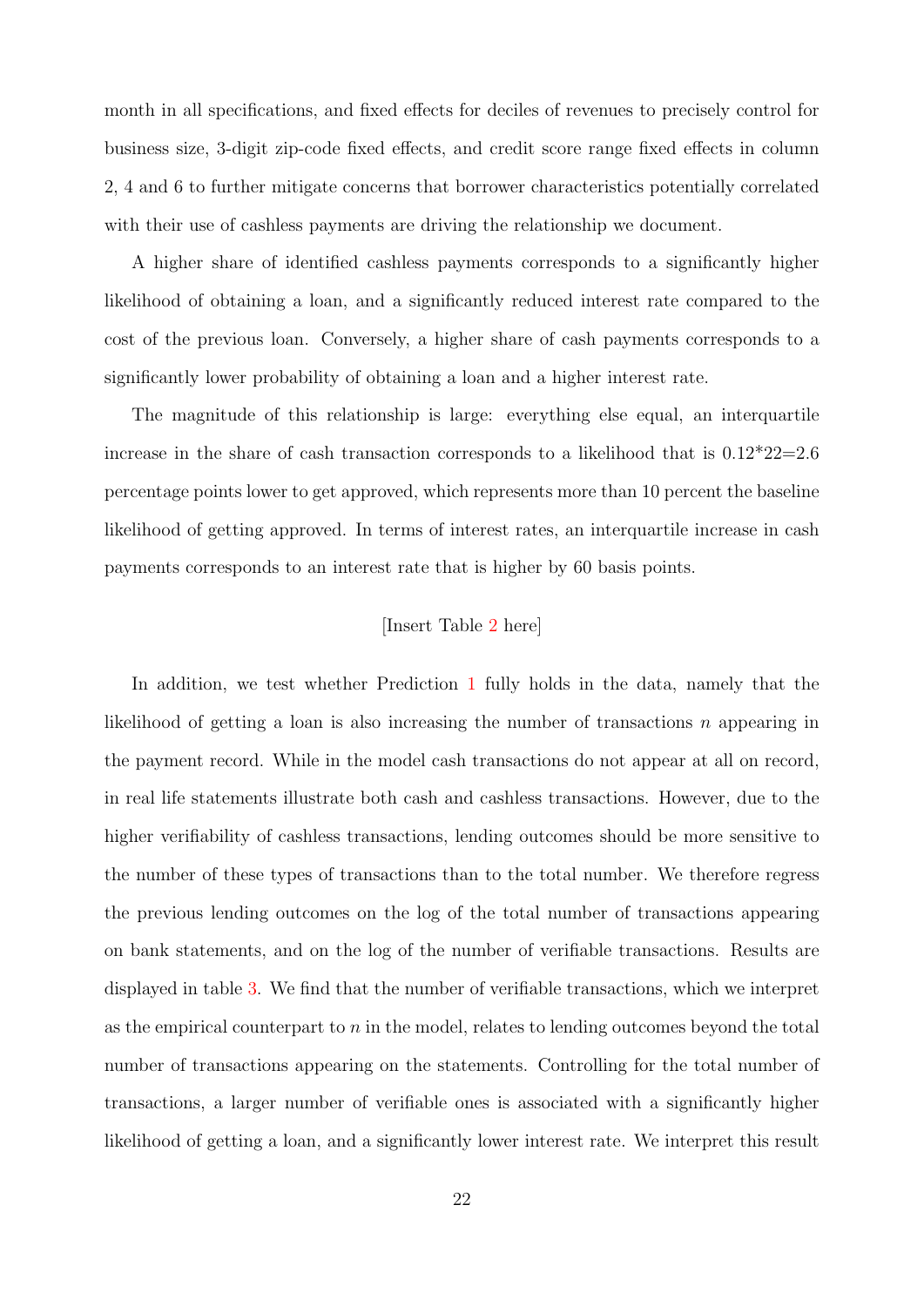month in all specifications, and fixed effects for deciles of revenues to precisely control for business size, 3-digit zip-code fixed effects, and credit score range fixed effects in column 2, 4 and 6 to further mitigate concerns that borrower characteristics potentially correlated with their use of cashless payments are driving the relationship we document.

A higher share of identified cashless payments corresponds to a significantly higher likelihood of obtaining a loan, and a significantly reduced interest rate compared to the cost of the previous loan. Conversely, a higher share of cash payments corresponds to a significantly lower probability of obtaining a loan and a higher interest rate.

The magnitude of this relationship is large: everything else equal, an interquartile increase in the share of cash transaction corresponds to a likelihood that is 0.12*22=2.6 percentage points lower to get approved, which represents more than 10 percent the baseline likelihood of getting approved. In terms of interest rates, an interquartile increase in cash payments corresponds to an interest rate that is higher by 60 basis points.

[Insert Table 2 here]

In addition, we test whether Prediction 1 fully holds in the data, namely that the likelihood of getting a loan is also increasing the number of transactions $n$ appearing in the payment record. While in the model cash transactions do not appear at all on record, in real life statements illustrate both cash and cashless transactions. However, due to the higher verifiability of cashless transactions, lending outcomes should be more sensitive to the number of these types of transactions than to the total number. We therefore regress the previous lending outcomes on the log of the total number of transactions appearing on bank statements, and on the log of the number of verifiable transactions. Results are displayed in table 3. We find that the number of verifiable transactions, which we interpret as the empirical counterpart to $n$ in the model, relates to lending outcomes beyond the total number of transactions appearing on the statements. Controlling for the total number of transactions, a larger number of verifiable ones is associated with a significantly higher likelihood of getting a loan, and a significantly lower interest rate. We interpret this result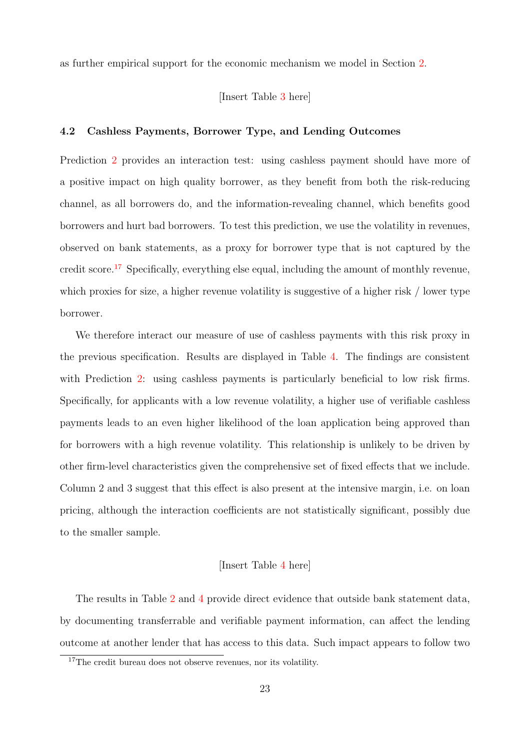as further empirical support for the economic mechanism we model in Section 2.

[Insert Table 3 here]

### 4.2 Cashless Payments, Borrower Type, and Lending Outcomes

Prediction 2 provides an interaction test: using cashless payment should have more of a positive impact on high quality borrower, as they benefit from both the risk-reducing channel, as all borrowers do, and the information-revealing channel, which benefits good borrowers and hurt bad borrowers. To test this prediction, we use the volatility in revenues, observed on bank statements, as a proxy for borrower type that is not captured by the credit score.[17] Specifically, everything else equal, including the amount of monthly revenue, which proxies for size, a higher revenue volatility is suggestive of a higher risk / lower type borrower.

We therefore interact our measure of use of cashless payments with this risk proxy in the previous specification. Results are displayed in Table 4. The findings are consistent with Prediction 2: using cashless payments is particularly beneficial to low risk firms. Specifically, for applicants with a low revenue volatility, a higher use of verifiable cashless payments leads to an even higher likelihood of the loan application being approved than for borrowers with a high revenue volatility. This relationship is unlikely to be driven by other firm-level characteristics given the comprehensive set of fixed effects that we include. Column 2 and 3 suggest that this effect is also present at the intensive margin, i.e. on loan pricing, although the interaction coefficients are not statistically significant, possibly due to the smaller sample.

[Insert Table 4 here]

The results in Table 2 and 4 provide direct evidence that outside bank statement data, by documenting transferrable and verifiable payment information, can affect the lending outcome at another lender that has access to this data. Such impact appears to follow two

[17] The credit bureau does not observe revenues, nor its volatility.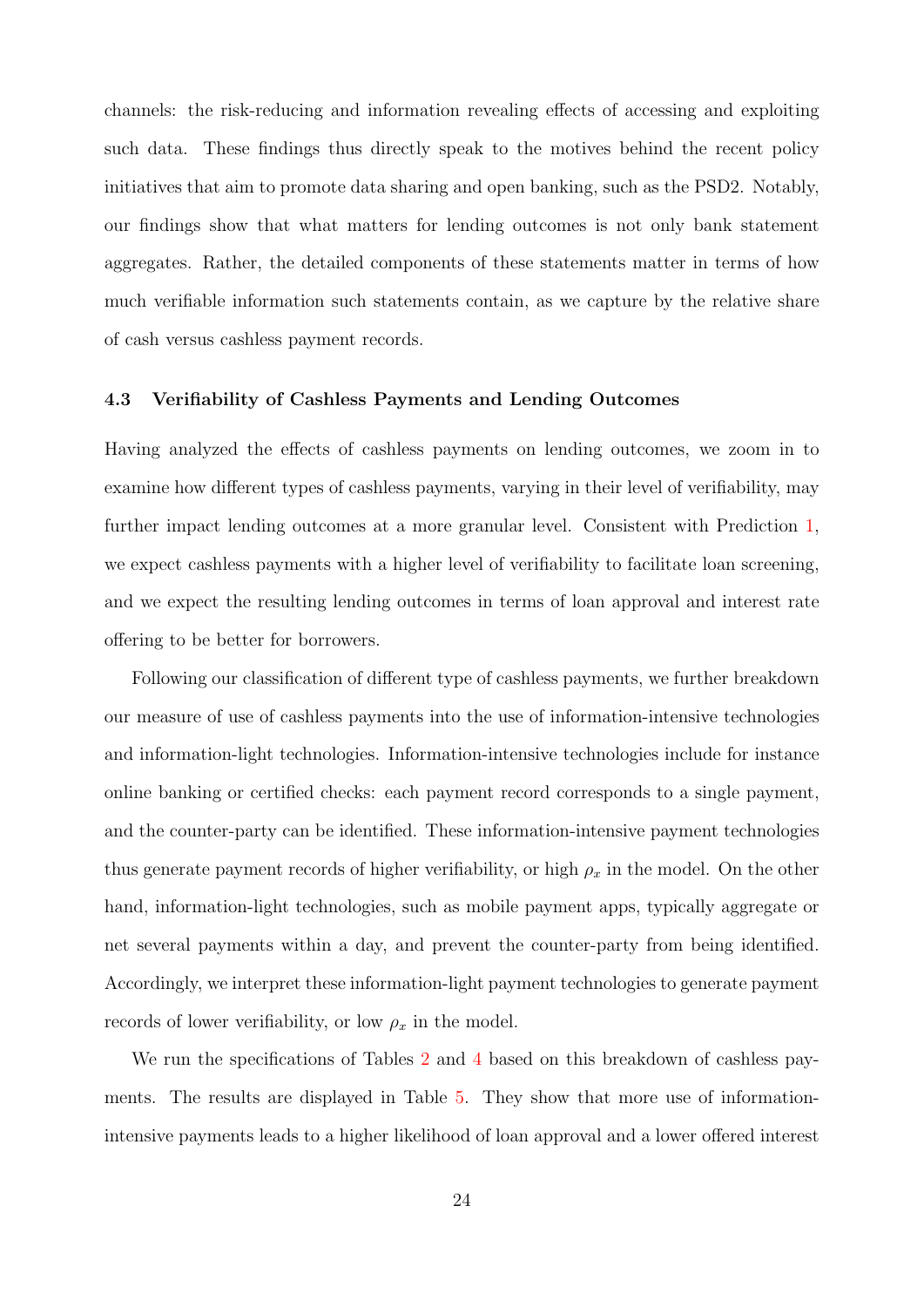channels: the risk-reducing and information revealing effects of accessing and exploiting such data. These findings thus directly speak to the motives behind the recent policy initiatives that aim to promote data sharing and open banking, such as the PSD2. Notably, our findings show that what matters for lending outcomes is not only bank statement aggregates. Rather, the detailed components of these statements matter in terms of how much verifiable information such statements contain, as we capture by the relative share of cash versus cashless payment records.

### 4.3 Verifiability of Cashless Payments and Lending Outcomes

Having analyzed the effects of cashless payments on lending outcomes, we zoom in to examine how different types of cashless payments, varying in their level of verifiability, may further impact lending outcomes at a more granular level. Consistent with Prediction 1, we expect cashless payments with a higher level of verifiability to facilitate loan screening, and we expect the resulting lending outcomes in terms of loan approval and interest rate offering to be better for borrowers.

Following our classification of different type of cashless payments, we further breakdown our measure of use of cashless payments into the use of information-intensive technologies and information-light technologies. Information-intensive technologies include for instance online banking or certified checks: each payment record corresponds to a single payment, and the counter-party can be identified. These information-intensive payment technologies thus generate payment records of higher verifiability, or high $\rho_x$ in the model. On the other hand, information-light technologies, such as mobile payment apps, typically aggregate or net several payments within a day, and prevent the counter-party from being identified. Accordingly, we interpret these information-light payment technologies to generate payment records of lower verifiability, or low $\rho_x$ in the model.

We run the specifications of Tables 2 and 4 based on this breakdown of cashless payments. The results are displayed in Table 5. They show that more use of information-intensive payments leads to a higher likelihood of loan approval and a lower offered interest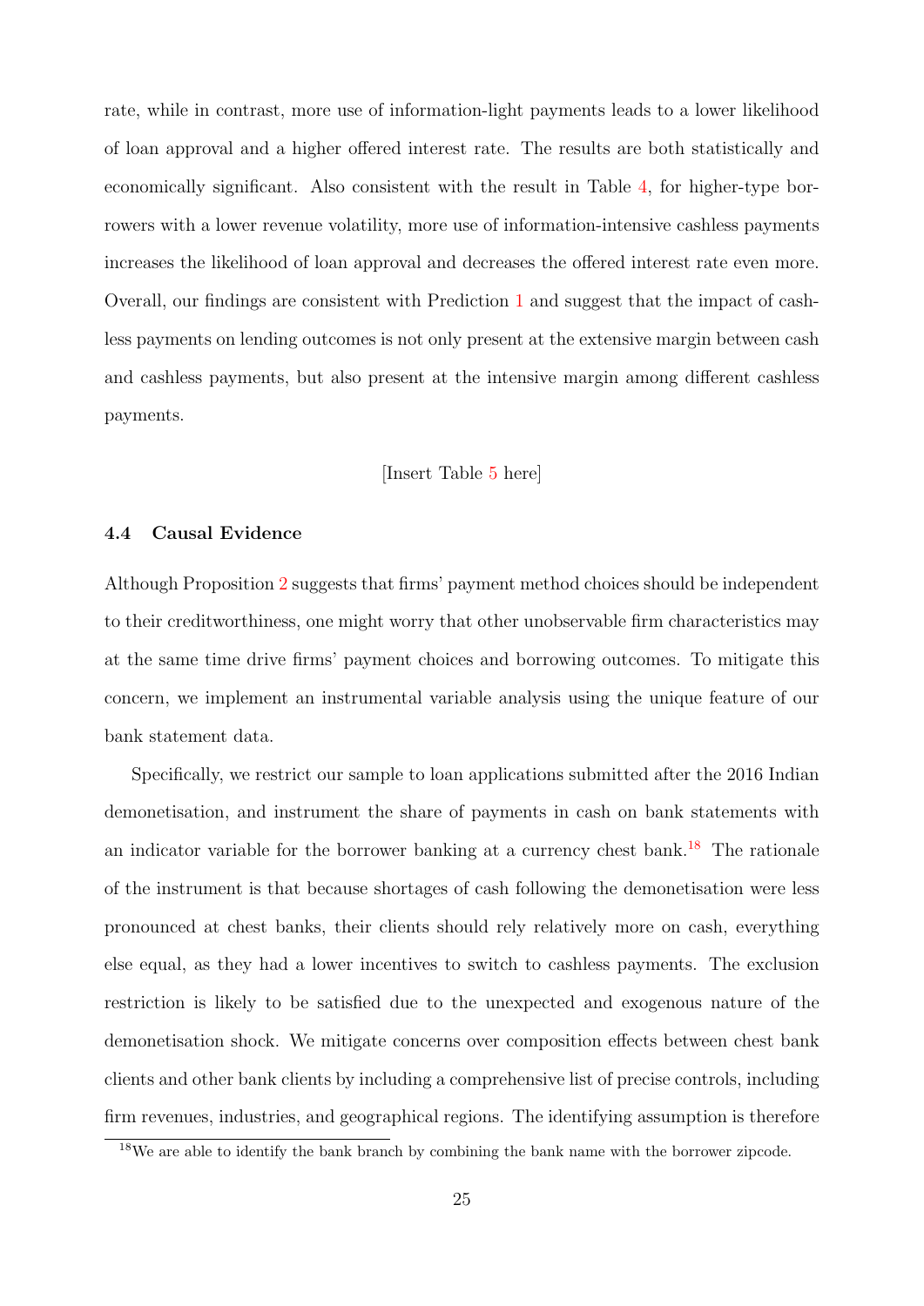rate, while in contrast, more use of information-light payments leads to a lower likelihood of loan approval and a higher offered interest rate. The results are both statistically and economically significant. Also consistent with the result in Table 4, for higher-type borrowers with a lower revenue volatility, more use of information-intensive cashless payments increases the likelihood of loan approval and decreases the offered interest rate even more. Overall, our findings are consistent with Prediction 1 and suggest that the impact of cashless payments on lending outcomes is not only present at the extensive margin between cash and cashless payments, but also present at the intensive margin among different cashless payments.

[Insert Table 5 here]

### 4.4 Causal Evidence

Although Proposition 2 suggests that firms' payment method choices should be independent to their creditworthiness, one might worry that other unobservable firm characteristics may at the same time drive firms' payment choices and borrowing outcomes. To mitigate this concern, we implement an instrumental variable analysis using the unique feature of our bank statement data.

Specifically, we restrict our sample to loan applications submitted after the 2016 Indian demonetisation, and instrument the share of payments in cash on bank statements with an indicator variable for the borrower banking at a currency chest bank.[18] The rationale of the instrument is that because shortages of cash following the demonetisation were less pronounced at chest banks, their clients should rely relatively more on cash, everything else equal, as they had a lower incentives to switch to cashless payments. The exclusion restriction is likely to be satisfied due to the unexpected and exogenous nature of the demonetisation shock. We mitigate concerns over composition effects between chest bank clients and other bank clients by including a comprehensive list of precise controls, including firm revenues, industries, and geographical regions. The identifying assumption is therefore

[18] We are able to identify the bank branch by combining the bank name with the borrower zipcode.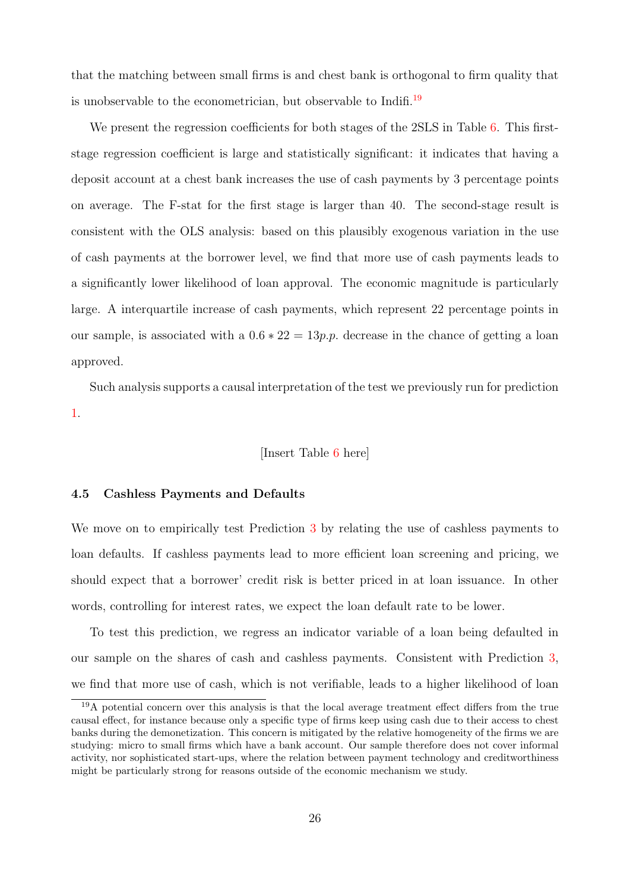that the matching between small firms is and chest bank is orthogonal to firm quality that is unobservable to the econometrician, but observable to Indifi.[19]

We present the regression coefficients for both stages of the 2SLS in Table 6. This first-stage regression coefficient is large and statistically significant: it indicates that having a deposit account at a chest bank increases the use of cash payments by 3 percentage points on average. The F-stat for the first stage is larger than 40. The second-stage result is consistent with the OLS analysis: based on this plausibly exogenous variation in the use of cash payments at the borrower level, we find that more use of cash payments leads to a significantly lower likelihood of loan approval. The economic magnitude is particularly large. A interquartile increase of cash payments, which represent 22 percentage points in our sample, is associated with a $0.6 * 22 = 13 p.p.$ decrease in the chance of getting a loan approved.

Such analysis supports a causal interpretation of the test we previously run for prediction 1.

[Insert Table 6 here]

### 4.5 Cashless Payments and Defaults

We move on to empirically test Prediction 3 by relating the use of cashless payments to loan defaults. If cashless payments lead to more efficient loan screening and pricing, we should expect that a borrower' credit risk is better priced in at loan issuance. In other words, controlling for interest rates, we expect the loan default rate to be lower.

To test this prediction, we regress an indicator variable of a loan being defaulted in our sample on the shares of cash and cashless payments. Consistent with Prediction 3, we find that more use of cash, which is not verifiable, leads to a higher likelihood of loan

[19] A potential concern over this analysis is that the local average treatment effect differs from the true causal effect, for instance because only a specific type of firms keep using cash due to their access to chest banks during the demonetization. This concern is mitigated by the relative homogeneity of the firms we are studying: micro to small firms which have a bank account. Our sample therefore does not cover informal activity, nor sophisticated start-ups, where the relation between payment technology and creditworthiness might be particularly strong for reasons outside of the economic mechanism we study.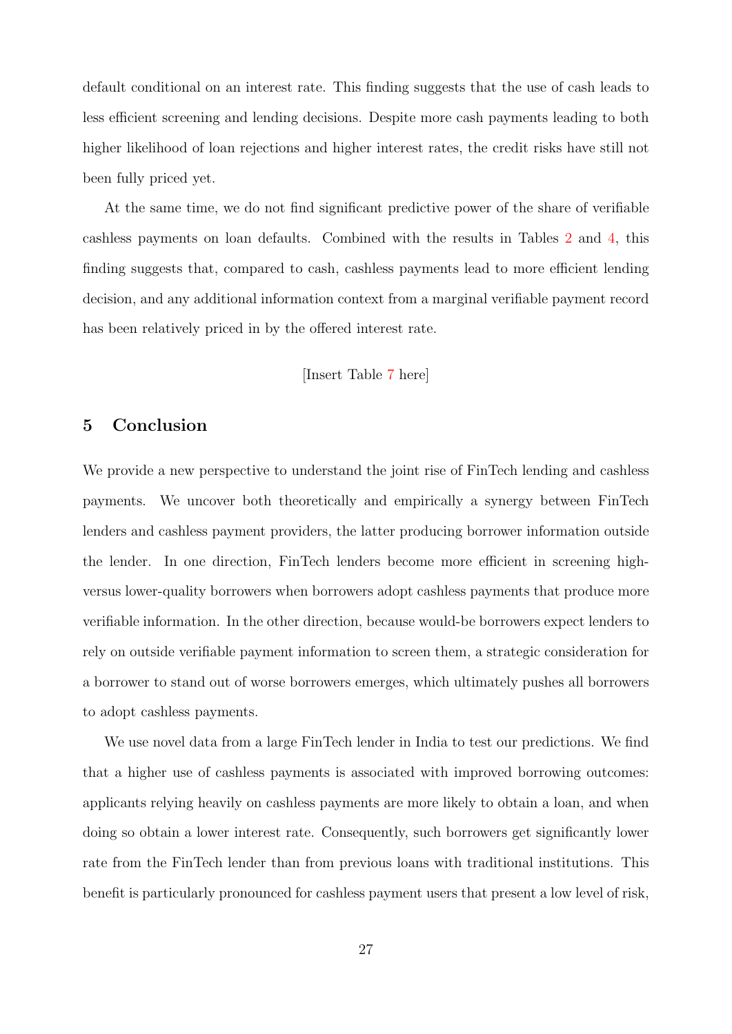default conditional on an interest rate. This finding suggests that the use of cash leads to less efficient screening and lending decisions. Despite more cash payments leading to both higher likelihood of loan rejections and higher interest rates, the credit risks have still not been fully priced yet.

At the same time, we do not find significant predictive power of the share of verifiable cashless payments on loan defaults. Combined with the results in Tables 2 and 4, this finding suggests that, compared to cash, cashless payments lead to more efficient lending decision, and any additional information context from a marginal verifiable payment record has been relatively priced in by the offered interest rate.

[Insert Table 7 here]

## 5 Conclusion

We provide a new perspective to understand the joint rise of FinTech lending and cashless payments. We uncover both theoretically and empirically a synergy between FinTech lenders and cashless payment providers, the latter producing borrower information outside the lender. In one direction, FinTech lenders become more efficient in screening high- versus lower-quality borrowers when borrowers adopt cashless payments that produce more verifiable information. In the other direction, because would-be borrowers expect lenders to rely on outside verifiable payment information to screen them, a strategic consideration for a borrower to stand out of worse borrowers emerges, which ultimately pushes all borrowers to adopt cashless payments.

We use novel data from a large FinTech lender in India to test our predictions. We find that a higher use of cashless payments is associated with improved borrowing outcomes: applicants relying heavily on cashless payments are more likely to obtain a loan, and when doing so obtain a lower interest rate. Consequently, such borrowers get significantly lower rate from the FinTech lender than from previous loans with traditional institutions. This benefit is particularly pronounced for cashless payment users that present a low level of risk,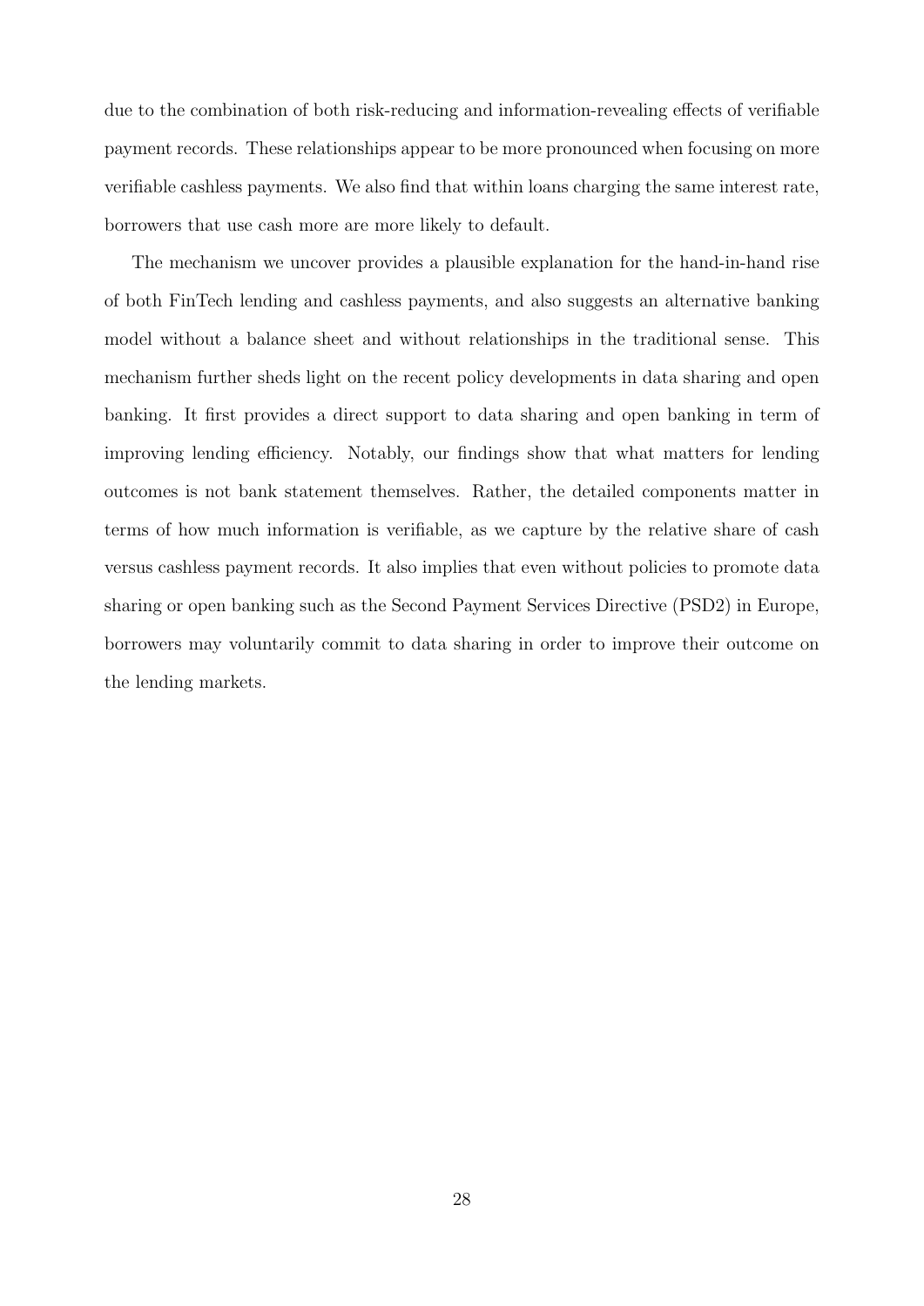due to the combination of both risk-reducing and information-revealing effects of verifiable payment records. These relationships appear to be more pronounced when focusing on more verifiable cashless payments. We also find that within loans charging the same interest rate, borrowers that use cash more are more likely to default.

The mechanism we uncover provides a plausible explanation for the hand-in-hand rise of both FinTech lending and cashless payments, and also suggests an alternative banking model without a balance sheet and without relationships in the traditional sense. This mechanism further sheds light on the recent policy developments in data sharing and open banking. It first provides a direct support to data sharing and open banking in term of improving lending efficiency. Notably, our findings show that what matters for lending outcomes is not bank statement themselves. Rather, the detailed components matter in terms of how much information is verifiable, as we capture by the relative share of cash versus cashless payment records. It also implies that even without policies to promote data sharing or open banking such as the Second Payment Services Directive (PSD2) in Europe, borrowers may voluntarily commit to data sharing in order to improve their outcome on the lending markets.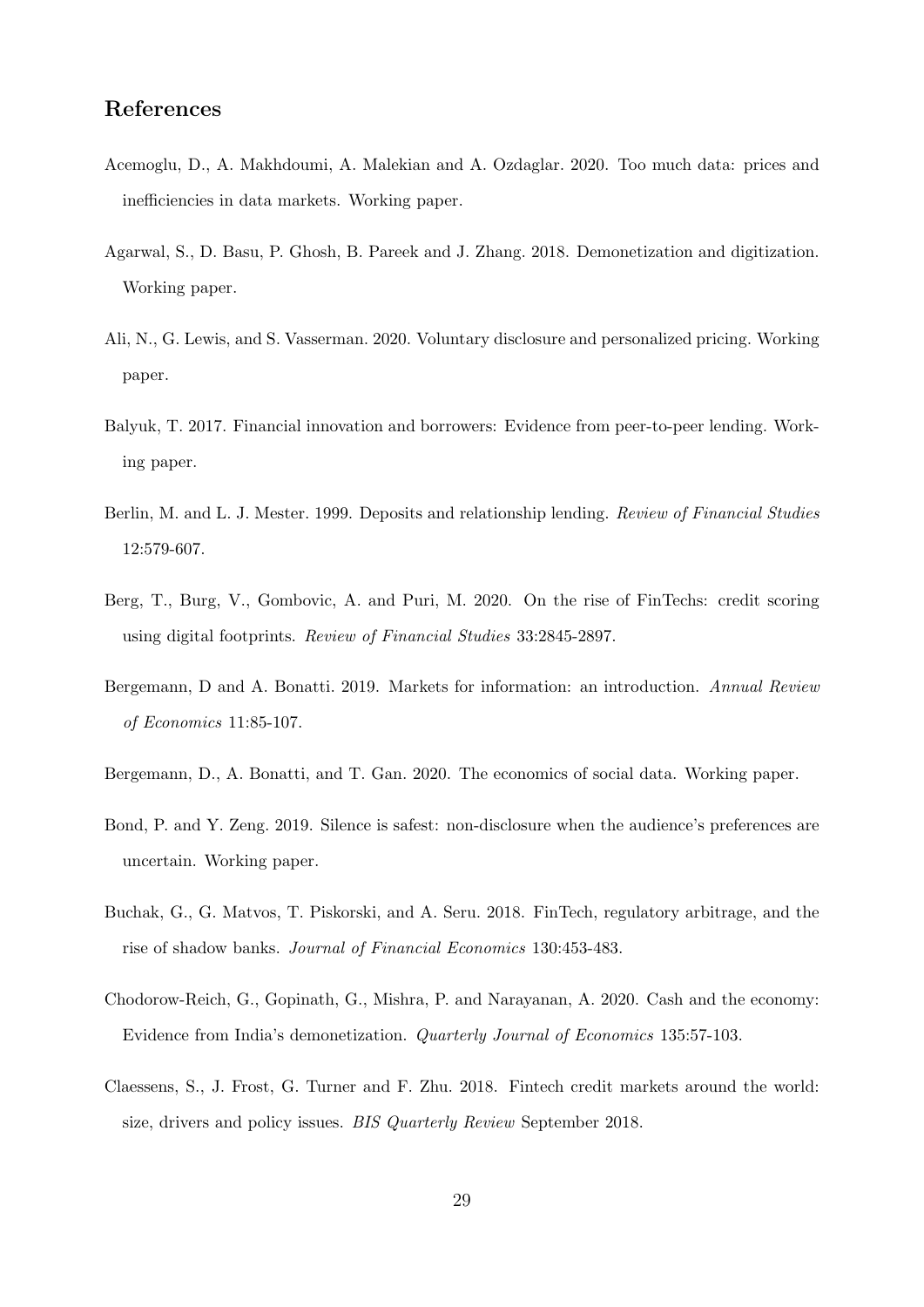## References

Acemoglu, D., A. Makhdoumi, A. Malekian and A. Ozdaglar. 2020. Too much data: prices and inefficiencies in data markets. Working paper.

Agarwal, S., D. Basu, P. Ghosh, B. Pareek and J. Zhang. 2018. Demonetization and digitization. Working paper.

Ali, N., G. Lewis, and S. Vasserman. 2020. Voluntary disclosure and personalized pricing. Working paper.

Balyuk, T. 2017. Financial innovation and borrowers: Evidence from peer-to-peer lending. Working paper.

Berlin, M. and L. J. Mester. 1999. Deposits and relationship lending. *Review of Financial Studies* 12:579-607.

Berg, T., Burg, V., Gombovic, A. and Puri, M. 2020. On the rise of FinTechs: credit scoring using digital footprints. *Review of Financial Studies* 33:2845-2897.

Bergemann, D and A. Bonatti. 2019. Markets for information: an introduction. *Annual Review of Economics* 11:85-107.

Bergemann, D., A. Bonatti, and T. Gan. 2020. The economics of social data. Working paper.

Bond, P. and Y. Zeng. 2019. Silence is safest: non-disclosure when the audience's preferences are uncertain. Working paper.

Buchak, G., G. Matvos, T. Piskorski, and A. Seru. 2018. FinTech, regulatory arbitrage, and the rise of shadow banks. *Journal of Financial Economics* 130:453-483.

Chodorow-Reich, G., Gopinath, G., Mishra, P. and Narayanan, A. 2020. Cash and the economy: Evidence from India's demonetization. *Quarterly Journal of Economics* 135:57-103.

Claessens, S., J. Frost, G. Turner and F. Zhu. 2018. Fintech credit markets around the world: size, drivers and policy issues. *BIS Quarterly Review* September 2018.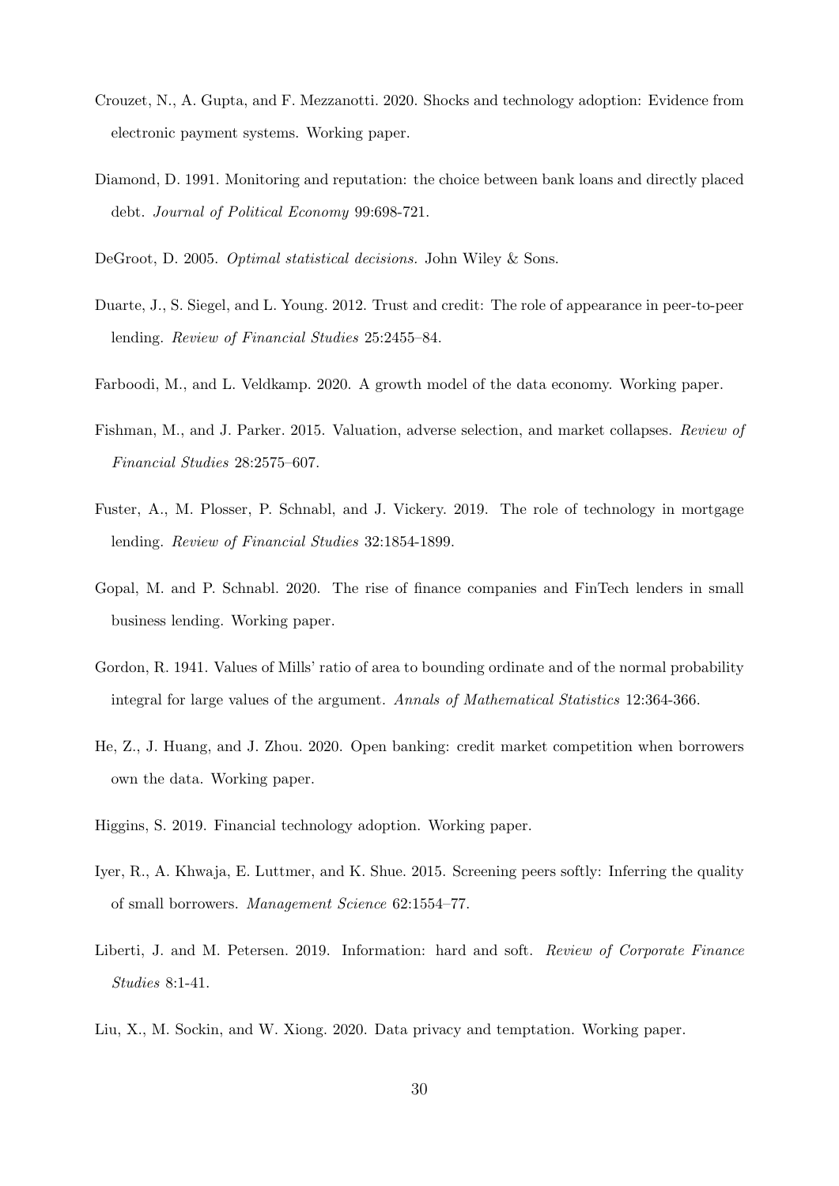Crouzet, N., A. Gupta, and F. Mezzanotti. 2020. Shocks and technology adoption: Evidence from electronic payment systems. Working paper.

Diamond, D. 1991. Monitoring and reputation: the choice between bank loans and directly placed debt. *Journal of Political Economy* 99:698-721.

DeGroot, D. 2005. *Optimal statistical decisions.* John Wiley & Sons.

Duarte, J., S. Siegel, and L. Young. 2012. Trust and credit: The role of appearance in peer-to-peer lending. *Review of Financial Studies* 25:2455–84.

Farboodi, M., and L. Veldkamp. 2020. A growth model of the data economy. Working paper.

Fishman, M., and J. Parker. 2015. Valuation, adverse selection, and market collapses. *Review of Financial Studies* 28:2575–607.

Fuster, A., M. Plosser, P. Schnabl, and J. Vickery. 2019. The role of technology in mortgage lending. *Review of Financial Studies* 32:1854-1899.

Gopal, M. and P. Schnabl. 2020. The rise of finance companies and FinTech lenders in small business lending. Working paper.

Gordon, R. 1941. Values of Mills' ratio of area to bounding ordinate and of the normal probability integral for large values of the argument. *Annals of Mathematical Statistics* 12:364-366.

He, Z., J. Huang, and J. Zhou. 2020. Open banking: credit market competition when borrowers own the data. Working paper.

Higgins, S. 2019. Financial technology adoption. Working paper.

Iyer, R., A. Khwaja, E. Luttmer, and K. Shue. 2015. Screening peers softly: Inferring the quality of small borrowers. *Management Science* 62:1554–77.

Liberti, J. and M. Petersen. 2019. Information: hard and soft. *Review of Corporate Finance Studies* 8:1-41.

Liu, X., M. Sockin, and W. Xiong. 2020. Data privacy and temptation. Working paper.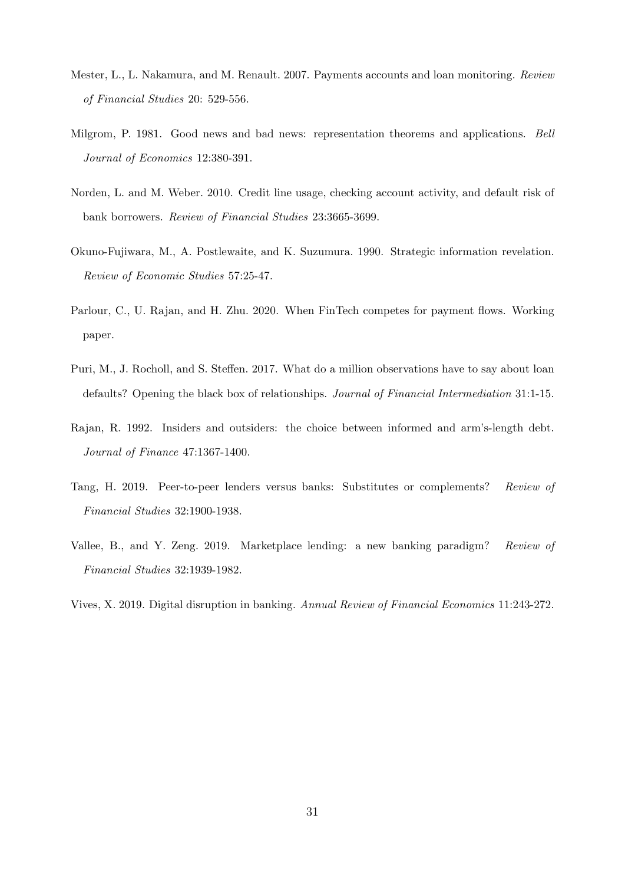Mester, L., L. Nakamura, and M. Renault. 2007. Payments accounts and loan monitoring. *Review of Financial Studies* 20: 529-556.

Milgrom, P. 1981. Good news and bad news: representation theorems and applications. *Bell Journal of Economics* 12:380-391.

Norden, L. and M. Weber. 2010. Credit line usage, checking account activity, and default risk of bank borrowers. *Review of Financial Studies* 23:3665-3699.

Okuno-Fujiwara, M., A. Postlewaite, and K. Suzumura. 1990. Strategic information revelation. *Review of Economic Studies* 57:25-47.

Parlour, C., U. Rajan, and H. Zhu. 2020. When FinTech competes for payment flows. Working paper.

Puri, M., J. Rocholl, and S. Steffen. 2017. What do a million observations have to say about loan defaults? Opening the black box of relationships. *Journal of Financial Intermediation* 31:1-15.

Rajan, R. 1992. Insiders and outsiders: the choice between informed and arm's-length debt. *Journal of Finance* 47:1367-1400.

Tang, H. 2019. Peer-to-peer lenders versus banks: Substitutes or complements? *Review of Financial Studies* 32:1900-1938.

Vallee, B., and Y. Zeng. 2019. Marketplace lending: a new banking paradigm? *Review of Financial Studies* 32:1939-1982.

Vives, X. 2019. Digital disruption in banking. *Annual Review of Financial Economics* 11:243-272.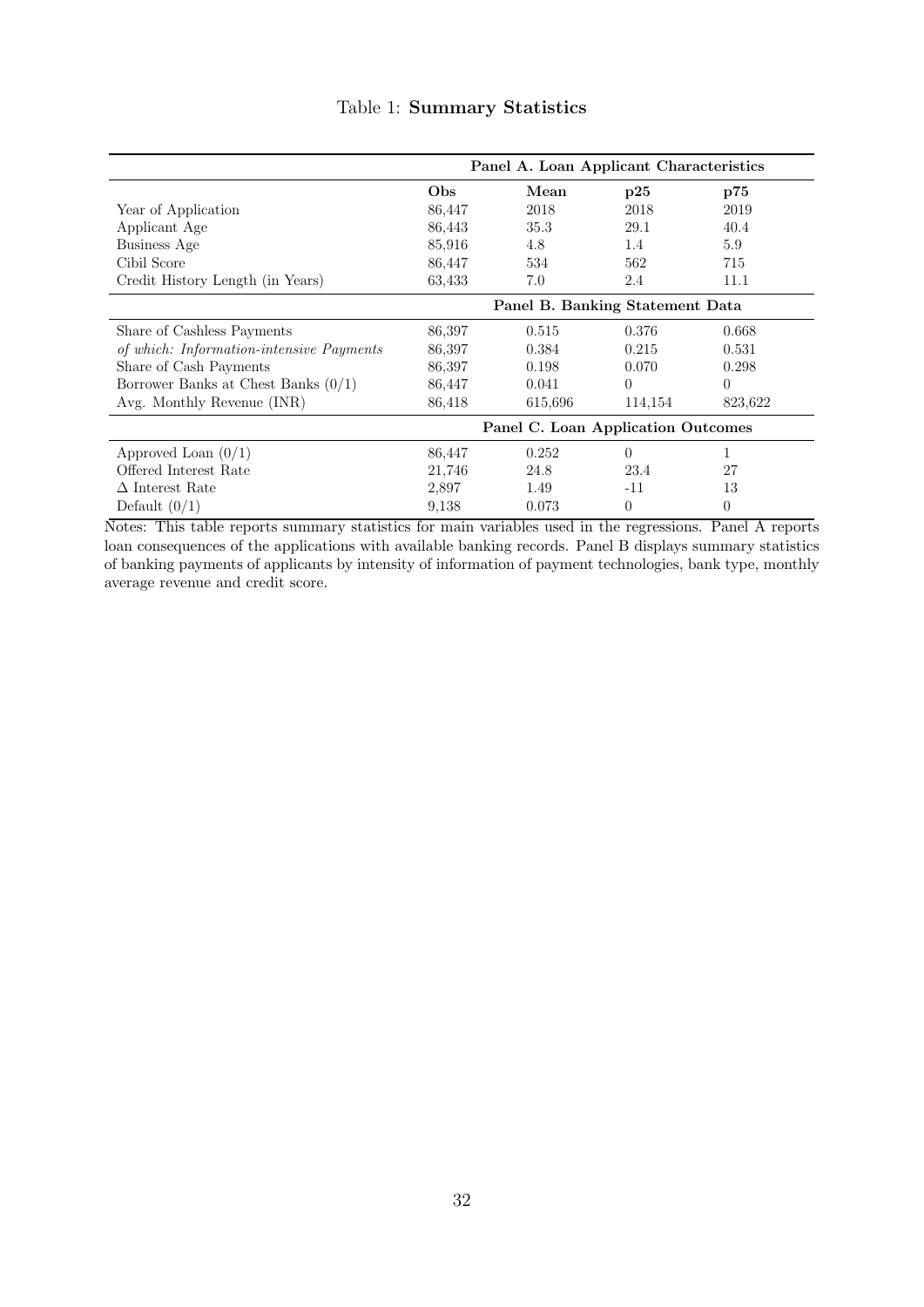Table 1: **Summary Statistics**

| | **Panel A. Loan Applicant Characteristics** | | | |
|---|---|---|---|---|
| | **Obs** | **Mean** | **p25** | **p75** |
| Year of Application | 86,447 | 2018 | 2018 | 2019 |
| Applicant Age | 86,443 | 35.3 | 29.1 | 40.4 |
| Business Age | 85,916 | 4.8 | 1.4 | 5.9 |
| Cibil Score | 86,447 | 534 | 562 | 715 |
| Credit History Length (in Years) | 63,433 | 7.0 | 2.4 | 11.1 |
| | **Panel B. Banking Statement Data** | | | |
| Share of Cashless Payments | 86,397 | 0.515 | 0.376 | 0.668 |
| *of which: Information-intensive Payments* | 86,397 | 0.384 | 0.215 | 0.531 |
| Share of Cash Payments | 86,397 | 0.198 | 0.070 | 0.298 |
| Borrower Banks at Chest Banks (0/1) | 86,447 | 0.041 | 0 | 0 |
| Avg. Monthly Revenue (INR) | 86,418 | 615,696 | 114,154 | 823,622 |
| | **Panel C. Loan Application Outcomes** | | | |
| Approved Loan (0/1) | 86,447 | 0.252 | 0 | 1 |
| Offered Interest Rate | 21,746 | 24.8 | 23.4 | 27 |
| $\Delta$ Interest Rate | 2,897 | 1.49 | -11 | 13 |
| Default (0/1) | 9,138 | 0.073 | 0 | 0 |

Notes: This table reports summary statistics for main variables used in the regressions. Panel A reports loan consequences of the applications with available banking records. Panel B displays summary statistics of banking payments of applicants by intensity of information of payment technologies, bank type, monthly average revenue and credit score.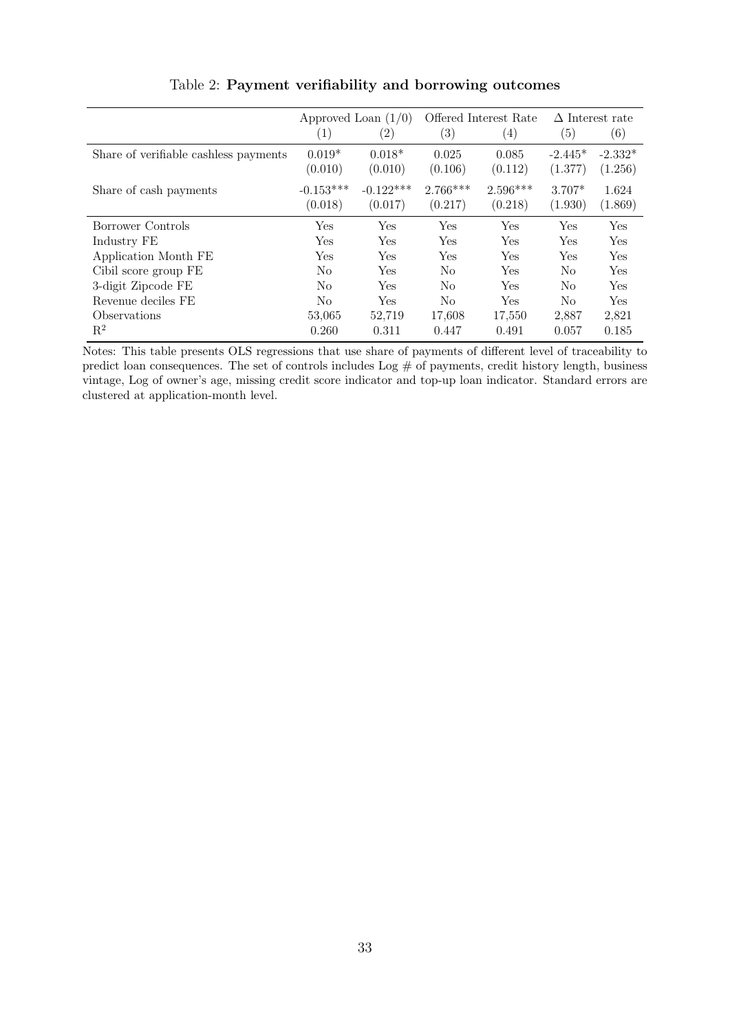Table 2: **Payment verifiability and borrowing outcomes**

| | Approved Loan (1/0) | | Offered Interest Rate | | $\Delta$ Interest rate | |
|---|---|---|---|---|---|---|
| | (1) | (2) | (3) | (4) | (5) | (6) |
| Share of verifiable cashless payments | 0.019* | 0.018* | 0.025 | 0.085 | -2.445* | -2.332* |
| | (0.010) | (0.010) | (0.106) | (0.112) | (1.377) | (1.256) |
| Share of cash payments | -0.153*** | -0.122*** | 2.766*** | 2.596*** | 3.707* | 1.624 |
| | (0.018) | (0.017) | (0.217) | (0.218) | (1.930) | (1.869) |
| Borrower Controls | Yes | Yes | Yes | Yes | Yes | Yes |
| Industry FE | Yes | Yes | Yes | Yes | Yes | Yes |
| Application Month FE | Yes | Yes | Yes | Yes | Yes | Yes |
| Cibil score group FE | No | Yes | No | Yes | No | Yes |
| 3-digit Zipcode FE | No | Yes | No | Yes | No | Yes |
| Revenue deciles FE | No | Yes | No | Yes | No | Yes |
| Observations | 53,065 | 52,719 | 17,608 | 17,550 | 2,887 | 2,821 |
| $R^2$ | 0.260 | 0.311 | 0.447 | 0.491 | 0.057 | 0.185 |

Notes: This table presents OLS regressions that use share of payments of different level of traceability to predict loan consequences. The set of controls includes Log # of payments, credit history length, business vintage, Log of owner's age, missing credit score indicator and top-up loan indicator. Standard errors are clustered at application-month level.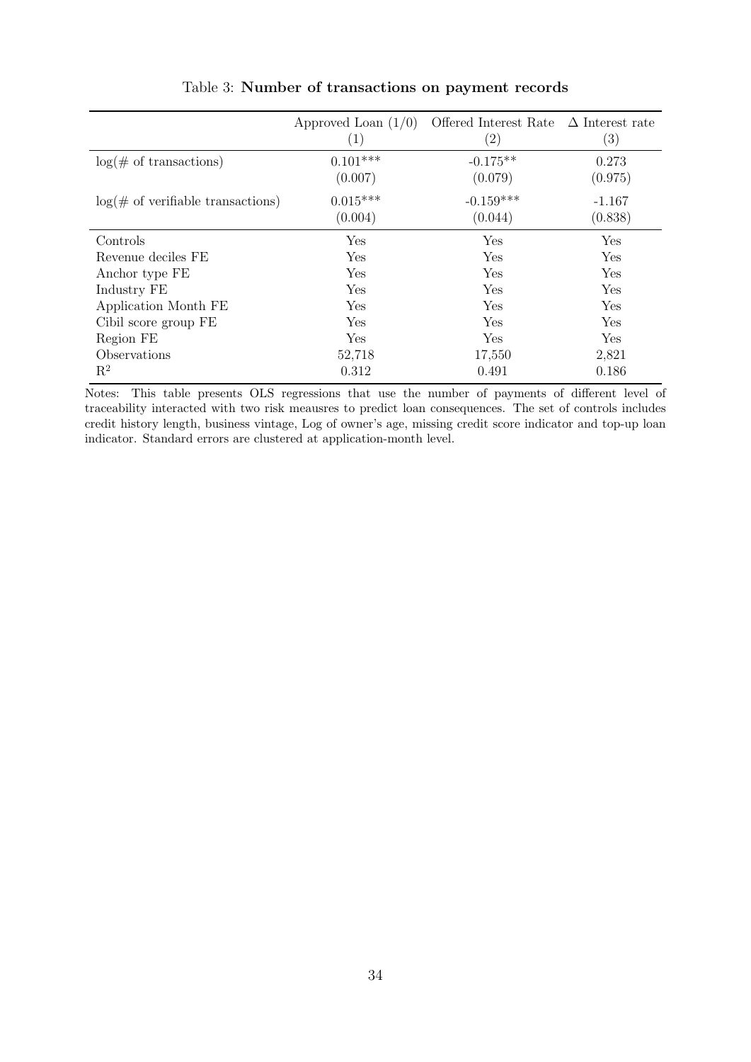Table 3: **Number of transactions on payment records**

| | Approved Loan (1/0) | Offered Interest Rate | $\Delta$ Interest rate |
|---|---|---|---|
| | (1) | (2) | (3) |
| log(# of transactions) | 0.101*** | -0.175** | 0.273 |
| | (0.007) | (0.079) | (0.975) |
| log(# of verifiable transactions) | 0.015*** | -0.159*** | -1.167 |
| | (0.004) | (0.044) | (0.838) |
| Controls | Yes | Yes | Yes |
| Revenue deciles FE | Yes | Yes | Yes |
| Anchor type FE | Yes | Yes | Yes |
| Industry FE | Yes | Yes | Yes |
| Application Month FE | Yes | Yes | Yes |
| Cibil score group FE | Yes | Yes | Yes |
| Region FE | Yes | Yes | Yes |
| Observations | 52,718 | 17,550 | 2,821 |
| $R^2$ | 0.312 | 0.491 | 0.186 |

Notes: This table presents OLS regressions that use the number of payments of different level of traceability interacted with two risk meausres to predict loan consequences. The set of controls includes credit history length, business vintage, Log of owner's age, missing credit score indicator and top-up loan indicator. Standard errors are clustered at application-month level.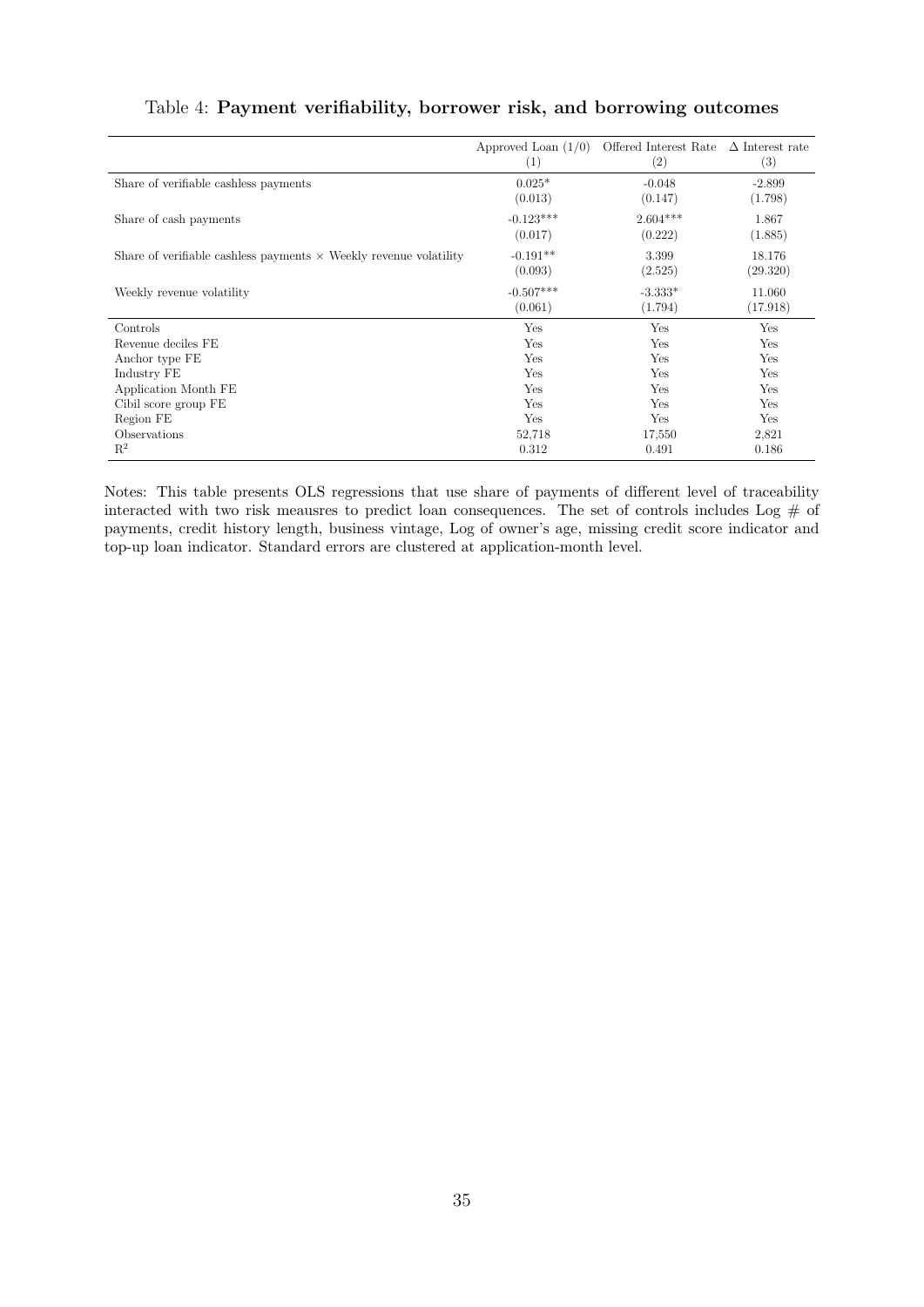Table 4: **Payment verifiability, borrower risk, and borrowing outcomes**

| | Approved Loan (1/0) (1) | Offered Interest Rate (2) | $\Delta$ Interest rate (3) |
|---|---|---|---|
| Share of verifiable cashless payments | 0.025* | -0.048 | -2.899 |
| | (0.013) | (0.147) | (1.798) |
| Share of cash payments | -0.123*** | 2.604*** | 1.867 |
| | (0.017) | (0.222) | (1.885) |
| Share of verifiable cashless payments $\times$ Weekly revenue volatility | -0.191** | 3.399 | 18.176 |
| | (0.093) | (2.525) | (29.320) |
| Weekly revenue volatility | -0.507*** | -3.333* | 11.060 |
| | (0.061) | (1.794) | (17.918) |
| Controls | Yes | Yes | Yes |
| Revenue deciles FE | Yes | Yes | Yes |
| Anchor type FE | Yes | Yes | Yes |
| Industry FE | Yes | Yes | Yes |
| Application Month FE | Yes | Yes | Yes |
| Cibil score group FE | Yes | Yes | Yes |
| Region FE | Yes | Yes | Yes |
| Observations | 52,718 | 17,550 | 2,821 |
| $R^2$ | 0.312 | 0.491 | 0.186 |

Notes: This table presents OLS regressions that use share of payments of different level of traceability interacted with two risk meausres to predict loan consequences. The set of controls includes Log # of payments, credit history length, business vintage, Log of owner's age, missing credit score indicator and top-up loan indicator. Standard errors are clustered at application-month level.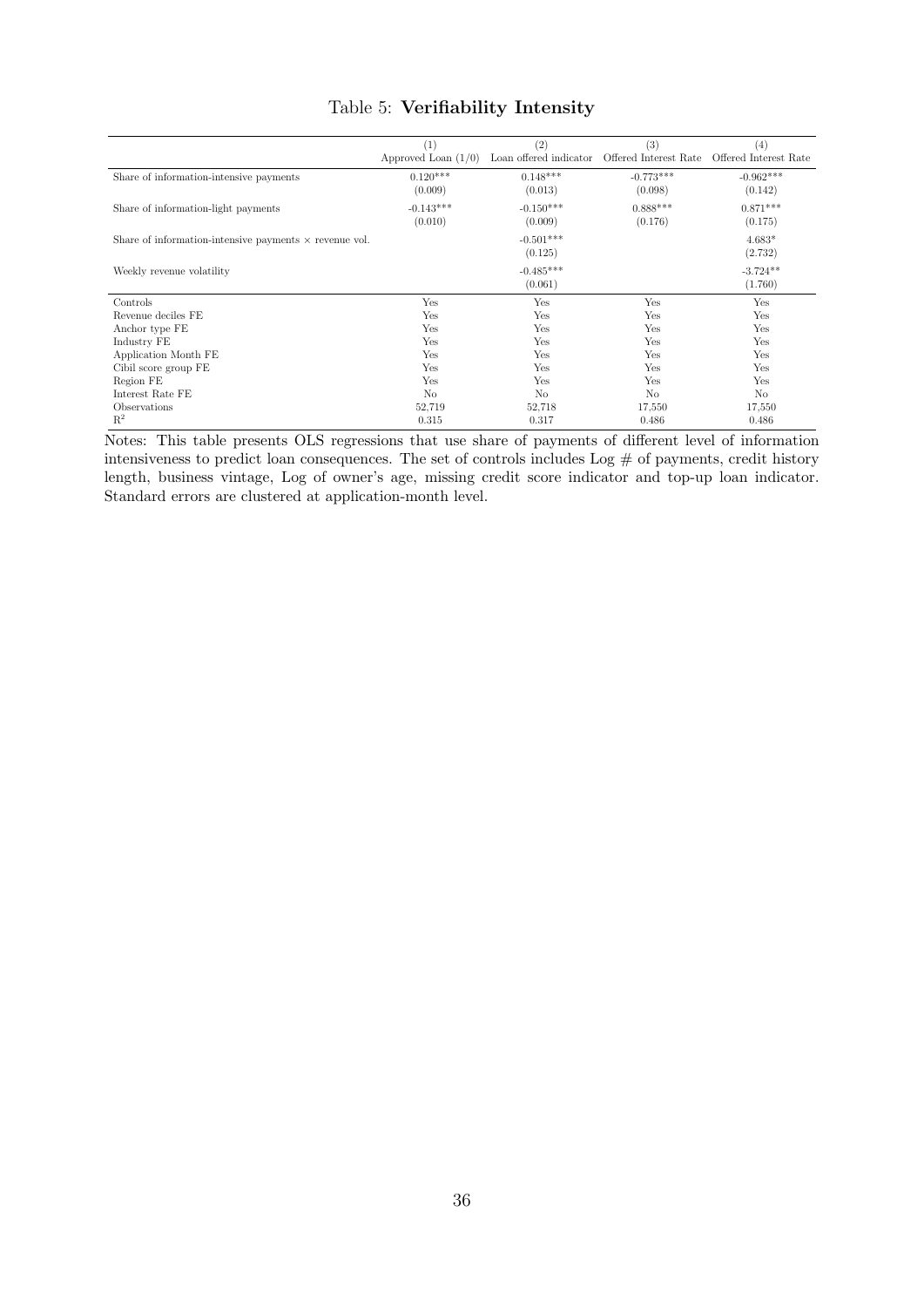Table 5: **Verifiability Intensity**

| | (1) Approved Loan (1/0) | (2) Loan offered indicator | (3) Offered Interest Rate | (4) Offered Interest Rate |
|---|---|---|---|---|
| Share of information-intensive payments | 0.120*** | 0.148*** | -0.773*** | -0.962*** |
| | (0.009) | (0.013) | (0.098) | (0.142) |
| Share of information-light payments | -0.143*** | -0.150*** | 0.888*** | 0.871*** |
| | (0.010) | (0.009) | (0.176) | (0.175) |
| Share of information-intensive payments $\times$ revenue vol. | | -0.501*** | | 4.683* |
| | | (0.125) | | (2.732) |
| Weekly revenue volatility | | -0.485*** | | -3.724** |
| | | (0.061) | | (1.760) |
| Controls | Yes | Yes | Yes | Yes |
| Revenue deciles FE | Yes | Yes | Yes | Yes |
| Anchor type FE | Yes | Yes | Yes | Yes |
| Industry FE | Yes | Yes | Yes | Yes |
| Application Month FE | Yes | Yes | Yes | Yes |
| Cibil score group FE | Yes | Yes | Yes | Yes |
| Region FE | Yes | Yes | Yes | Yes |
| Interest Rate FE | No | No | No | No |
| Observations | 52,719 | 52,718 | 17,550 | 17,550 |
| $R^2$ | 0.315 | 0.317 | 0.486 | 0.486 |

Notes: This table presents OLS regressions that use share of payments of different level of information intensiveness to predict loan consequences. The set of controls includes Log # of payments, credit history length, business vintage, Log of owner's age, missing credit score indicator and top-up loan indicator. Standard errors are clustered at application-month level.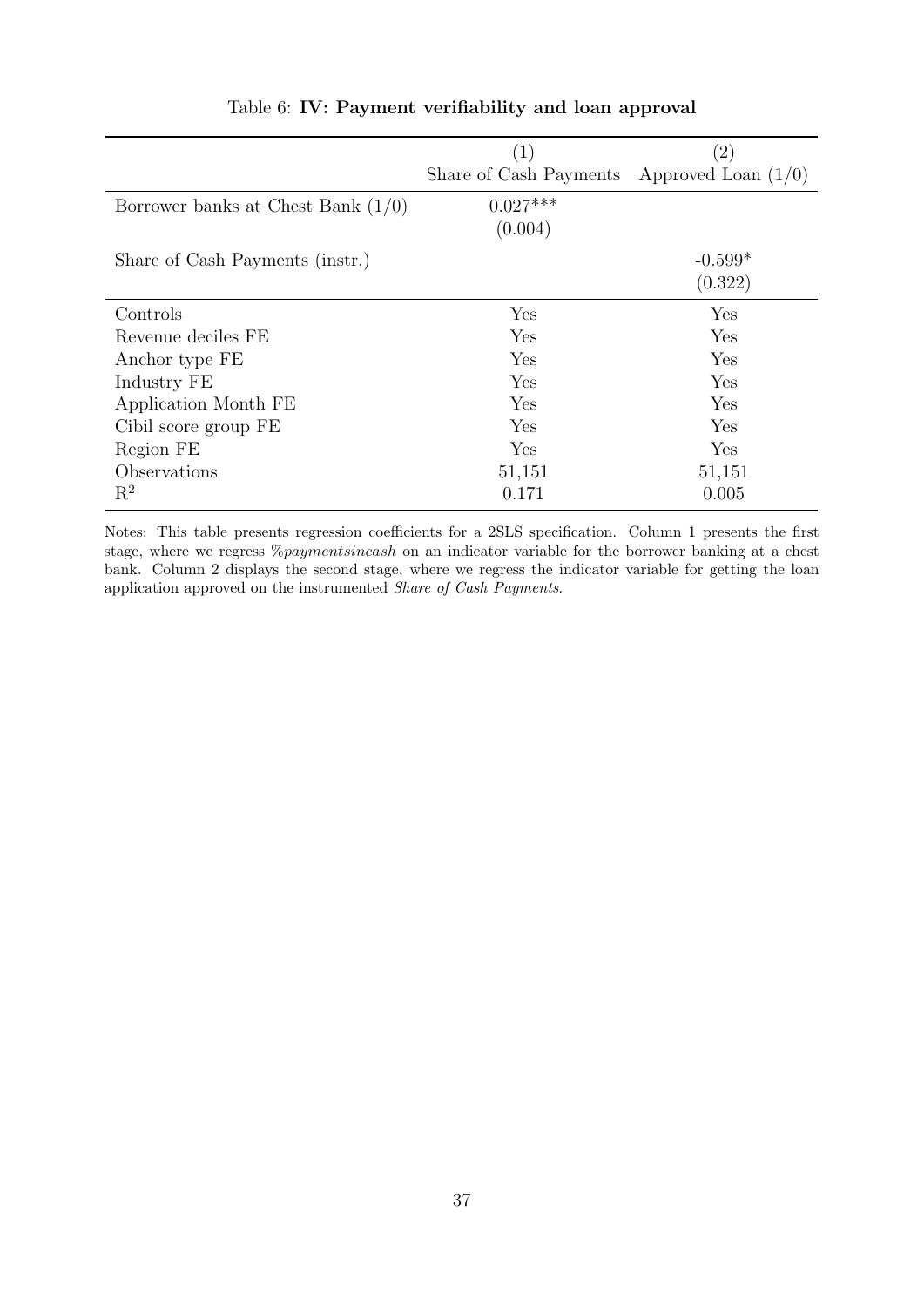Table 6: **IV: Payment verifiability and loan approval**

| | (1) Share of Cash Payments | (2) Approved Loan (1/0) |
|---|---|---|
| Borrower banks at Chest Bank (1/0) | 0.027*** | |
| | (0.004) | |
| Share of Cash Payments (instr.) | | -0.599* |
| | | (0.322) |
| Controls | Yes | Yes |
| Revenue deciles FE | Yes | Yes |
| Anchor type FE | Yes | Yes |
| Industry FE | Yes | Yes |
| Application Month FE | Yes | Yes |
| Cibil score group FE | Yes | Yes |
| Region FE | Yes | Yes |
| Observations | 51,151 | 51,151 |
| $R^2$ | 0.171 | 0.005 |

Notes: This table presents regression coefficients for a 2SLS specification. Column 1 presents the first stage, where we regress *%paymentsincash* on an indicator variable for the borrower banking at a chest bank. Column 2 displays the second stage, where we regress the indicator variable for getting the loan application approved on the instrumented *Share of Cash Payments*.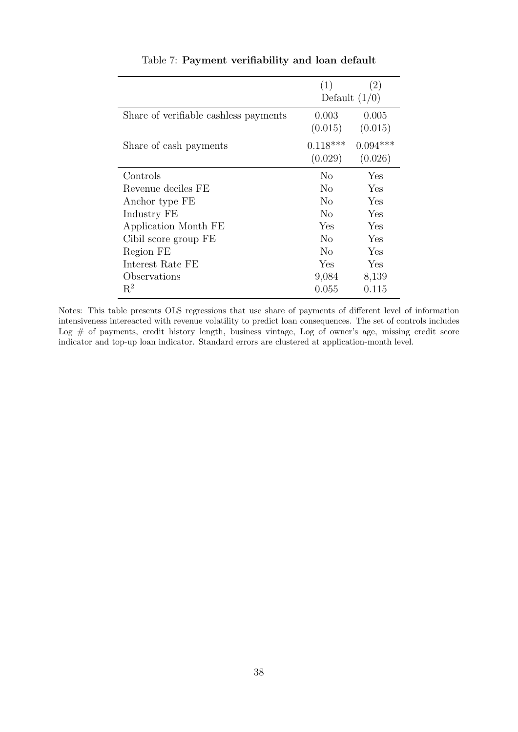Table 7: **Payment verifiability and loan default**

| | (1) | (2) |
|---|---|---|
| | Default (1/0) | |
| Share of verifiable cashless payments | 0.003 | 0.005 |
| | (0.015) | (0.015) |
| Share of cash payments | 0.118*** | 0.094*** |
| | (0.029) | (0.026) |
| Controls | No | Yes |
| Revenue deciles FE | No | Yes |
| Anchor type FE | No | Yes |
| Industry FE | No | Yes |
| Application Month FE | Yes | Yes |
| Cibil score group FE | No | Yes |
| Region FE | No | Yes |
| Interest Rate FE | Yes | Yes |
| Observations | 9,084 | 8,139 |
| $R^2$ | 0.055 | 0.115 |

Notes: This table presents OLS regressions that use share of payments of different level of information intensiveness intereacted with revenue volatility to predict loan consequences. The set of controls includes Log # of payments, credit history length, business vintage, Log of owner's age, missing credit score indicator and top-up loan indicator. Standard errors are clustered at application-month level.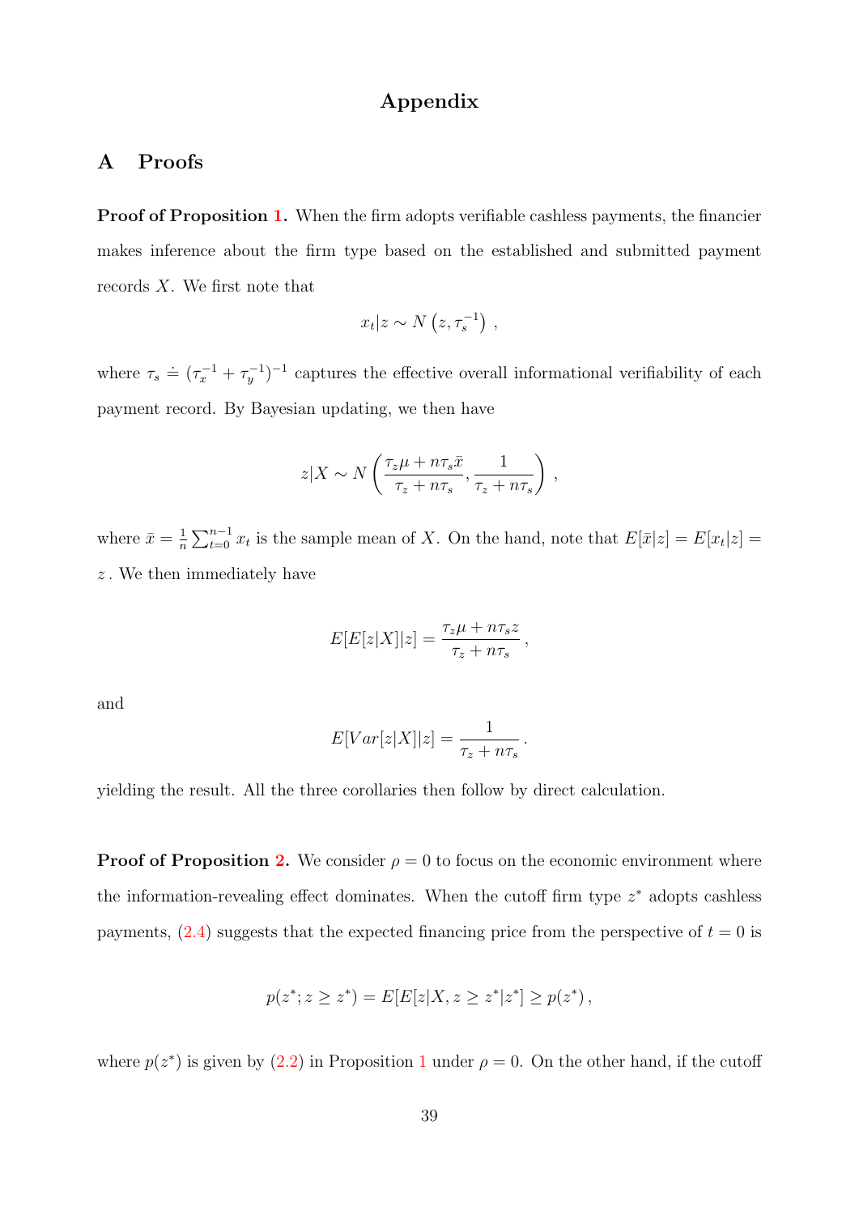# Appendix

## A Proofs

**Proof of Proposition 1.** When the firm adopts verifiable cashless payments, the financier makes inference about the firm type based on the established and submitted payment records $X$. We first note that

$$x_t|z \sim N\left(z, \tau_s^{-1}\right) ,$$

where $\tau_s \doteq (\tau_x^{-1} + \tau_y^{-1})^{-1}$ captures the effective overall informational verifiability of each payment record. By Bayesian updating, we then have

$$z|X \sim N\left(\frac{\tau_z \mu + n\tau_s \bar{x}}{\tau_z + n\tau_s}, \frac{1}{\tau_z + n\tau_s}\right) ,$$

where $\bar{x} = \frac{1}{n}\sum_{t=0}^{n-1} x_t$ is the sample mean of $X$. On the hand, note that $E[\bar{x}|z] = E[x_t|z] = z$. We then immediately have

$$E[E[z|X]|z] = \frac{\tau_z \mu + n\tau_s z}{\tau_z + n\tau_s} ,$$

and

$$E[Var[z|X]|z] = \frac{1}{\tau_z + n\tau_s} .$$

yielding the result. All the three corollaries then follow by direct calculation.

**Proof of Proposition 2.** We consider $\rho = 0$ to focus on the economic environment where the information-revealing effect dominates. When the cutoff firm type $z^*$ adopts cashless payments, (2.4) suggests that the expected financing price from the perspective of $t = 0$ is

$$p(z^*; z \geq z^*) = E[E[z|X, z \geq z^*|z^*] \geq p(z^*) ,$$

where $p(z^*)$ is given by (2.2) in Proposition 1 under $\rho = 0$. On the other hand, if the cutoff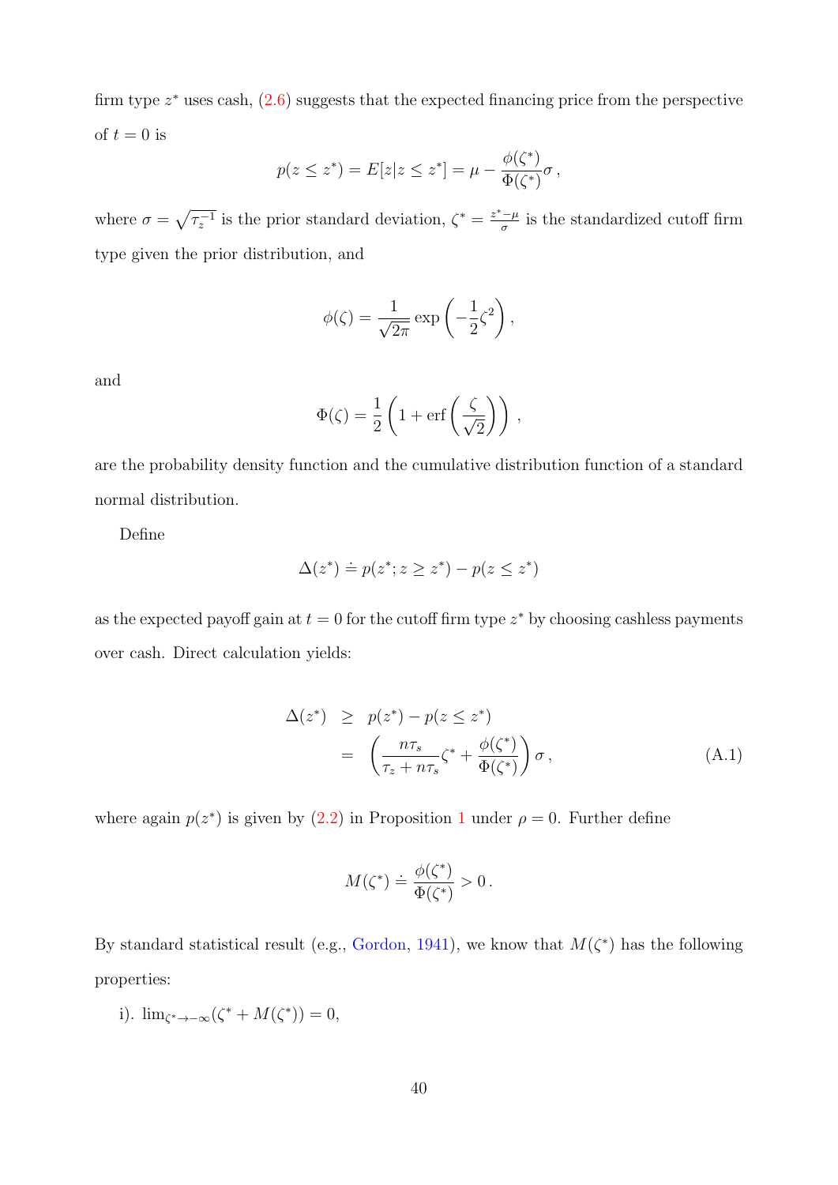firm type $z^*$ uses cash, (2.6) suggests that the expected financing price from the perspective of $t = 0$ is

$$p(z \le z^*) = E[z|z \le z^*] = \mu - \frac{\phi(\zeta^*)}{\Phi(\zeta^*)}\sigma\,,$$

where $\sigma = \sqrt{\tau_z^{-1}}$ is the prior standard deviation, $\zeta^* = \frac{z^* - \mu}{\sigma}$ is the standardized cutoff firm type given the prior distribution, and

$$\phi(\zeta) = \frac{1}{\sqrt{2\pi}} \exp\left(-\frac{1}{2}\zeta^2\right),$$

and

$$\Phi(\zeta) = \frac{1}{2}\left(1 + \text{erf}\left(\frac{\zeta}{\sqrt{2}}\right)\right),$$

are the probability density function and the cumulative distribution function of a standard normal distribution.

Define

$$\Delta(z^*) \doteq p(z^*; z \ge z^*) - p(z \le z^*)$$

as the expected payoff gain at $t = 0$ for the cutoff firm type $z^*$ by choosing cashless payments over cash. Direct calculation yields:

$$\begin{aligned} \Delta(z^*) &\ge p(z^*) - p(z \le z^*) \\ &= \left(\frac{n\tau_s}{\tau_z + n\tau_s}\zeta^* + \frac{\phi(\zeta^*)}{\Phi(\zeta^*)}\right)\sigma\,, \end{aligned} \tag{A.1}$$

where again $p(z^*)$ is given by (2.2) in Proposition 1 under $\rho = 0$. Further define

$$M(\zeta^*) \doteq \frac{\phi(\zeta^*)}{\Phi(\zeta^*)} > 0\,.$$

By standard statistical result (e.g., Gordon, 1941), we know that $M(\zeta^*)$ has the following properties:

i). $\lim_{\zeta^* \to -\infty}(\zeta^* + M(\zeta^*)) = 0$,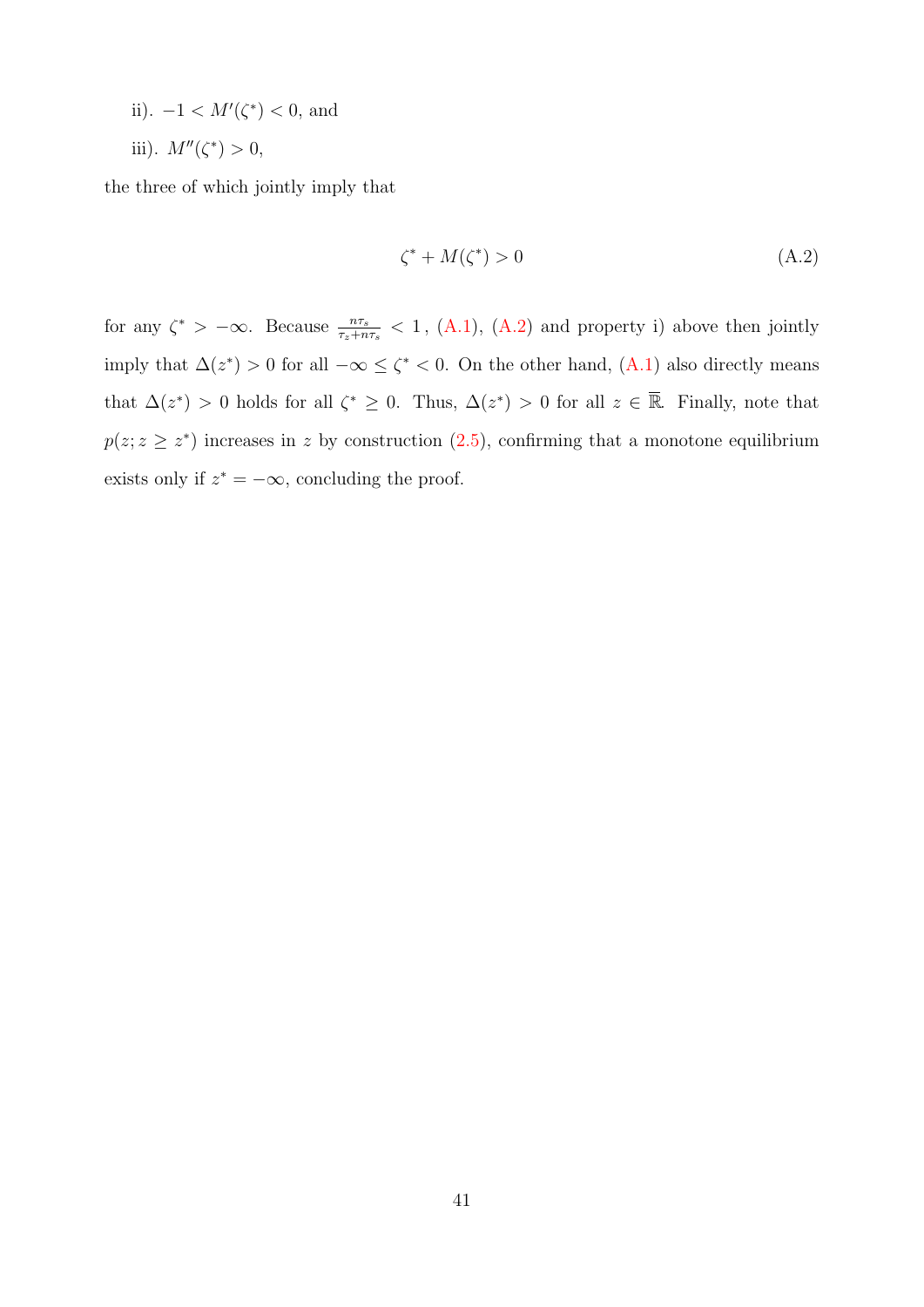ii). $-1 < M'(\zeta^*) < 0$, and

iii). $M''(\zeta^*) > 0$,

the three of which jointly imply that

$$\zeta^* + M(\zeta^*) > 0 \tag{A.2}$$

for any $\zeta^* > -\infty$. Because $\frac{n\tau_s}{\tau_z + n\tau_s} < 1$, (A.1), (A.2) and property i) above then jointly imply that $\Delta(z^*) > 0$ for all $-\infty \leq \zeta^* < 0$. On the other hand, (A.1) also directly means that $\Delta(z^*) > 0$ holds for all $\zeta^* \geq 0$. Thus, $\Delta(z^*) > 0$ for all $z \in \overline{\mathbb{R}}$. Finally, note that $p(z; z \geq z^*)$ increases in $z$ by construction (2.5), confirming that a monotone equilibrium exists only if $z^* = -\infty$, concluding the proof.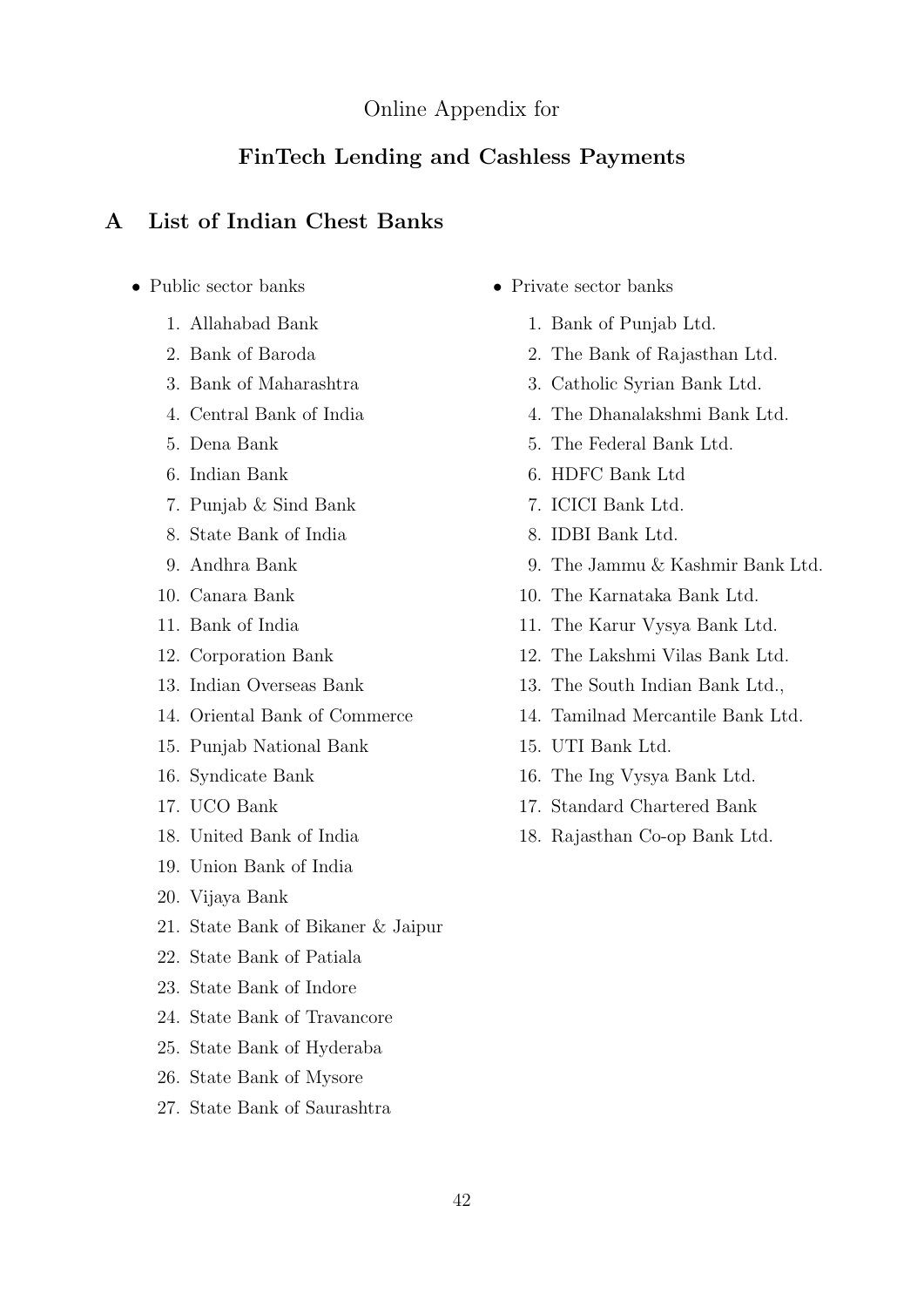Online Appendix for

# FinTech Lending and Cashless Payments

## A List of Indian Chest Banks

- Public sector banks
  1. Allahabad Bank
  2. Bank of Baroda
  3. Bank of Maharashtra
  4. Central Bank of India
  5. Dena Bank
  6. Indian Bank
  7. Punjab & Sind Bank
  8. State Bank of India
  9. Andhra Bank
  10. Canara Bank
  11. Bank of India
  12. Corporation Bank
  13. Indian Overseas Bank
  14. Oriental Bank of Commerce
  15. Punjab National Bank
  16. Syndicate Bank
  17. UCO Bank
  18. United Bank of India
  19. Union Bank of India
  20. Vijaya Bank
  21. State Bank of Bikaner & Jaipur
  22. State Bank of Patiala
  23. State Bank of Indore
  24. State Bank of Travancore
  25. State Bank of Hyderaba
  26. State Bank of Mysore
  27. State Bank of Saurashtra

- Private sector banks
  1. Bank of Punjab Ltd.
  2. The Bank of Rajasthan Ltd.
  3. Catholic Syrian Bank Ltd.
  4. The Dhanalakshmi Bank Ltd.
  5. The Federal Bank Ltd.
  6. HDFC Bank Ltd
  7. ICICI Bank Ltd.
  8. IDBI Bank Ltd.
  9. The Jammu & Kashmir Bank Ltd.
  10. The Karnataka Bank Ltd.
  11. The Karur Vysya Bank Ltd.
  12. The Lakshmi Vilas Bank Ltd.
  13. The South Indian Bank Ltd.,
  14. Tamilnad Mercantile Bank Ltd.
  15. UTI Bank Ltd.
  16. The Ing Vysya Bank Ltd.
  17. Standard Chartered Bank
  18. Rajasthan Co-op Bank Ltd.